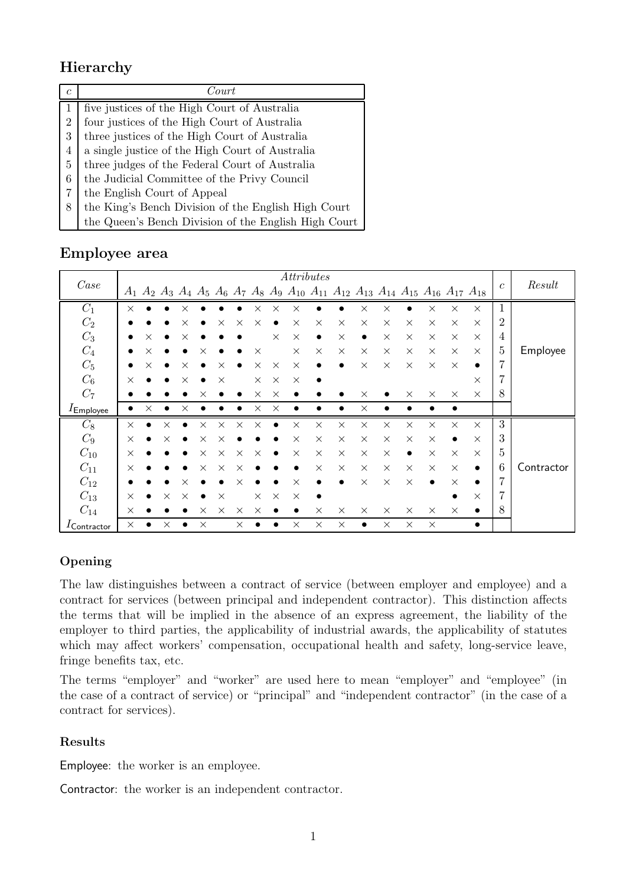## Hierarchy

| $c$ | *Court* |
|---|---|
| 1 | five justices of the High Court of Australia |
| 2 | four justices of the High Court of Australia |
| 3 | three justices of the High Court of Australia |
| 4 | a single justice of the High Court of Australia |
| 5 | three judges of the Federal Court of Australia |
| 6 | the Judicial Committee of the Privy Council |
| 7 | the English Court of Appeal |
| 8 | the King's Bench Division of the English High Court |
| | the Queen's Bench Division of the English High Court |

## Employee area

| *Case* | $A_1$ | $A_2$ | $A_3$ | $A_4$ | $A_5$ | $A_6$ | $A_7$ | $A_8$ | $A_9$ | $A_{10}$ | $A_{11}$ | $A_{12}$ | $A_{13}$ | $A_{14}$ | $A_{15}$ | $A_{16}$ | $A_{17}$ | $A_{18}$ | $c$ | *Result* |
|---|---|---|---|---|---|---|---|---|---|---|---|---|---|---|---|---|---|---|---|---|
| $C_1$ | × | • | • | × | • | • | • | × | × | × | • | • | × | × | • | × | × | × | 1 | Employee |
| $C_2$ | • | • | • | × | • | × | × | × | • | × | × | × | × | × | × | × | × | × | 2 | |
| $C_3$ | • | × | • | × | • | • | • | | × | × | • | × | • | × | × | × | × | × | 4 | |
| $C_4$ | • | × | • | • | × | • | • | × | | × | × | × | × | × | × | × | × | × | 5 | |
| $C_5$ | • | × | • | × | • | × | • | × | × | × | • | • | × | × | × | × | × | • | 7 | |
| $C_6$ | × | • | • | × | • | × | | × | × | × | • | | | | | | | × | 7 | |
| $C_7$ | • | • | • | • | × | • | • | × | × | • | • | • | × | • | × | × | × | × | 8 | |
| $I_{\mathsf{Employee}}$ | • | × | • | × | • | • | • | × | × | • | • | • | × | • | • | • | • | | | |
| $C_8$ | × | • | × | • | × | × | × | × | • | × | × | × | × | × | × | × | × | × | 3 | Contractor |
| $C_9$ | × | • | × | • | × | × | • | • | • | × | × | × | × | × | × | × | • | × | 3 | |
| $C_{10}$ | × | • | • | • | × | × | × | × | • | × | × | × | × | × | • | × | × | × | 5 | |
| $C_{11}$ | × | • | • | • | × | × | × | • | • | • | × | × | × | × | × | × | × | • | 6 | |
| $C_{12}$ | • | • | • | × | • | • | × | • | • | × | • | • | × | × | × | • | × | • | 7 | |
| $C_{13}$ | × | • | × | × | • | × | | × | × | × | • | | | | | | • | × | 7 | |
| $C_{14}$ | × | • | • | • | × | × | × | × | • | • | × | × | × | × | × | × | × | • | 8 | |
| $I_{\mathsf{Contractor}}$ | × | • | × | • | × | | × | • | • | × | × | × | • | × | × | × | | • | | |

### Opening

The law distinguishes between a contract of service (between employer and employee) and a contract for services (between principal and independent contractor). This distinction affects the terms that will be implied in the absence of an express agreement, the liability of the employer to third parties, the applicability of industrial awards, the applicability of statutes which may affect workers' compensation, occupational health and safety, long-service leave, fringe benefits tax, etc.

The terms "employer" and "worker" are used here to mean "employer" and "employee" (in the case of a contract of service) or "principal" and "independent contractor" (in the case of a contract for services).

### Results

Employee: the worker is an employee.

Contractor: the worker is an independent contractor.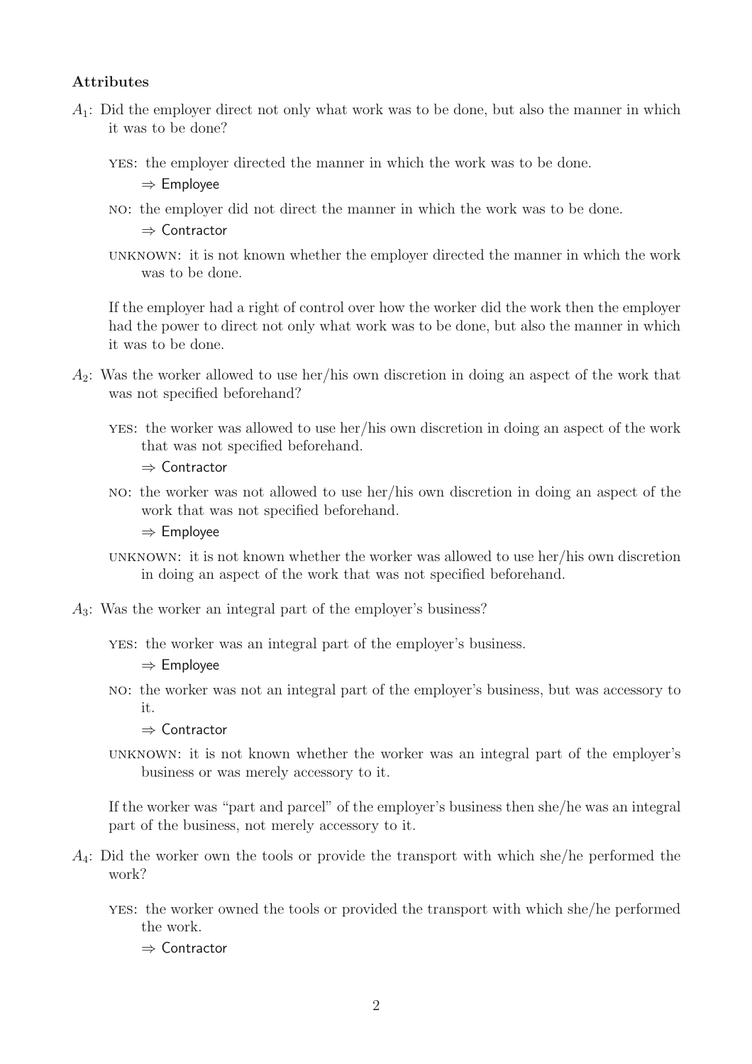**Attributes**

$A_1$: Did the employer direct not only what work was to be done, but also the manner in which it was to be done?

- YES: the employer directed the manner in which the work was to be done.
  $\Rightarrow$ Employee
- NO: the employer did not direct the manner in which the work was to be done.
  $\Rightarrow$ Contractor
- UNKNOWN: it is not known whether the employer directed the manner in which the work was to be done.

If the employer had a right of control over how the worker did the work then the employer had the power to direct not only what work was to be done, but also the manner in which it was to be done.

$A_2$: Was the worker allowed to use her/his own discretion in doing an aspect of the work that was not specified beforehand?

- YES: the worker was allowed to use her/his own discretion in doing an aspect of the work that was not specified beforehand.
  $\Rightarrow$ Contractor
- NO: the worker was not allowed to use her/his own discretion in doing an aspect of the work that was not specified beforehand.
  $\Rightarrow$ Employee
- UNKNOWN: it is not known whether the worker was allowed to use her/his own discretion in doing an aspect of the work that was not specified beforehand.

$A_3$: Was the worker an integral part of the employer's business?

- YES: the worker was an integral part of the employer's business.
  $\Rightarrow$ Employee
- NO: the worker was not an integral part of the employer's business, but was accessory to it.
  $\Rightarrow$ Contractor
- UNKNOWN: it is not known whether the worker was an integral part of the employer's business or was merely accessory to it.

If the worker was "part and parcel" of the employer's business then she/he was an integral part of the business, not merely accessory to it.

$A_4$: Did the worker own the tools or provide the transport with which she/he performed the work?

- YES: the worker owned the tools or provided the transport with which she/he performed the work.
  $\Rightarrow$ Contractor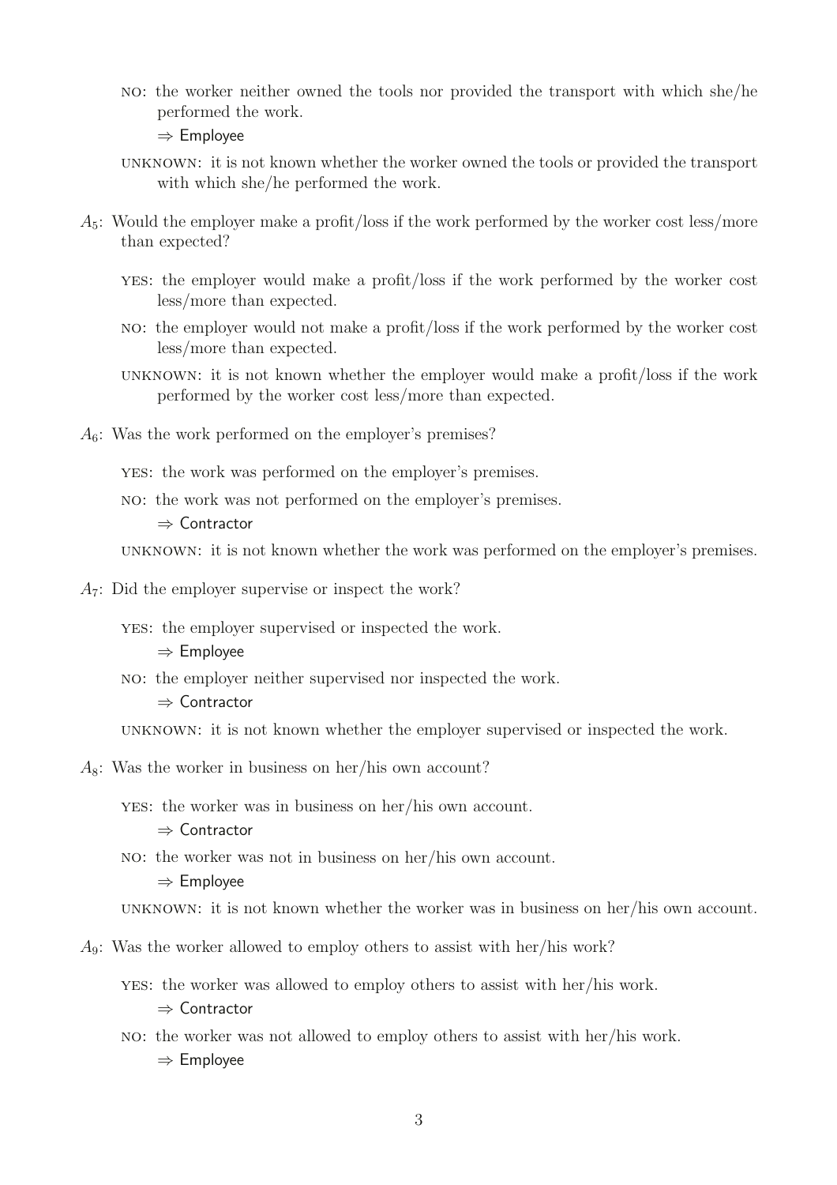- NO: the worker neither owned the tools nor provided the transport with which she/he performed the work.

  ⇒ Employee

- UNKNOWN: it is not known whether the worker owned the tools or provided the transport with which she/he performed the work.

$A_5$: Would the employer make a profit/loss if the work performed by the worker cost less/more than expected?

- YES: the employer would make a profit/loss if the work performed by the worker cost less/more than expected.
- NO: the employer would not make a profit/loss if the work performed by the worker cost less/more than expected.
- UNKNOWN: it is not known whether the employer would make a profit/loss if the work performed by the worker cost less/more than expected.

$A_6$: Was the work performed on the employer's premises?

- YES: the work was performed on the employer's premises.
- NO: the work was not performed on the employer's premises.

  ⇒ Contractor

- UNKNOWN: it is not known whether the work was performed on the employer's premises.

$A_7$: Did the employer supervise or inspect the work?

- YES: the employer supervised or inspected the work.

  ⇒ Employee

- NO: the employer neither supervised nor inspected the work.

  ⇒ Contractor

- UNKNOWN: it is not known whether the employer supervised or inspected the work.

$A_8$: Was the worker in business on her/his own account?

- YES: the worker was in business on her/his own account.

  ⇒ Contractor

- NO: the worker was not in business on her/his own account.

  ⇒ Employee

- UNKNOWN: it is not known whether the worker was in business on her/his own account.

$A_9$: Was the worker allowed to employ others to assist with her/his work?

- YES: the worker was allowed to employ others to assist with her/his work.

  ⇒ Contractor

- NO: the worker was not allowed to employ others to assist with her/his work.

  ⇒ Employee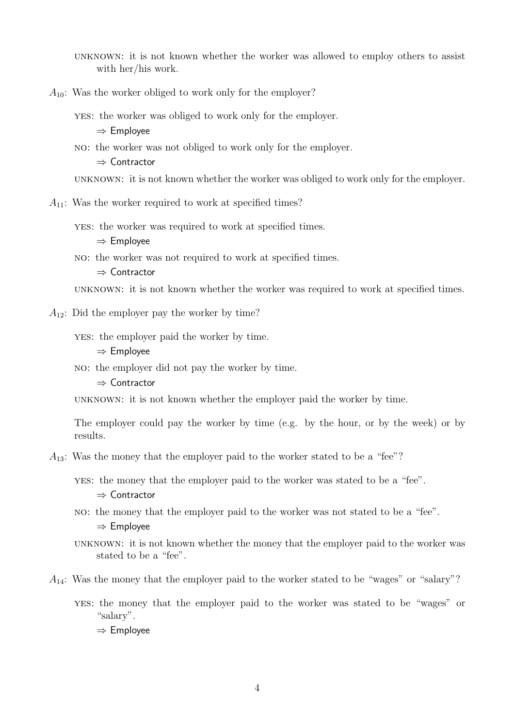UNKNOWN: it is not known whether the worker was allowed to employ others to assist with her/his work.

$A_{10}$: Was the worker obliged to work only for the employer?

- YES: the worker was obliged to work only for the employer.
  ⇒ Employee
- NO: the worker was not obliged to work only for the employer.
  ⇒ Contractor
- UNKNOWN: it is not known whether the worker was obliged to work only for the employer.

$A_{11}$: Was the worker required to work at specified times?

- YES: the worker was required to work at specified times.
  ⇒ Employee
- NO: the worker was not required to work at specified times.
  ⇒ Contractor
- UNKNOWN: it is not known whether the worker was required to work at specified times.

$A_{12}$: Did the employer pay the worker by time?

- YES: the employer paid the worker by time.
  ⇒ Employee
- NO: the employer did not pay the worker by time.
  ⇒ Contractor
- UNKNOWN: it is not known whether the employer paid the worker by time.

The employer could pay the worker by time (e.g. by the hour, or by the week) or by results.

$A_{13}$: Was the money that the employer paid to the worker stated to be a "fee"?

- YES: the money that the employer paid to the worker was stated to be a "fee".
  ⇒ Contractor
- NO: the money that the employer paid to the worker was not stated to be a "fee".
  ⇒ Employee
- UNKNOWN: it is not known whether the money that the employer paid to the worker was stated to be a "fee".

$A_{14}$: Was the money that the employer paid to the worker stated to be "wages" or "salary"?

- YES: the money that the employer paid to the worker was stated to be "wages" or "salary".
  ⇒ Employee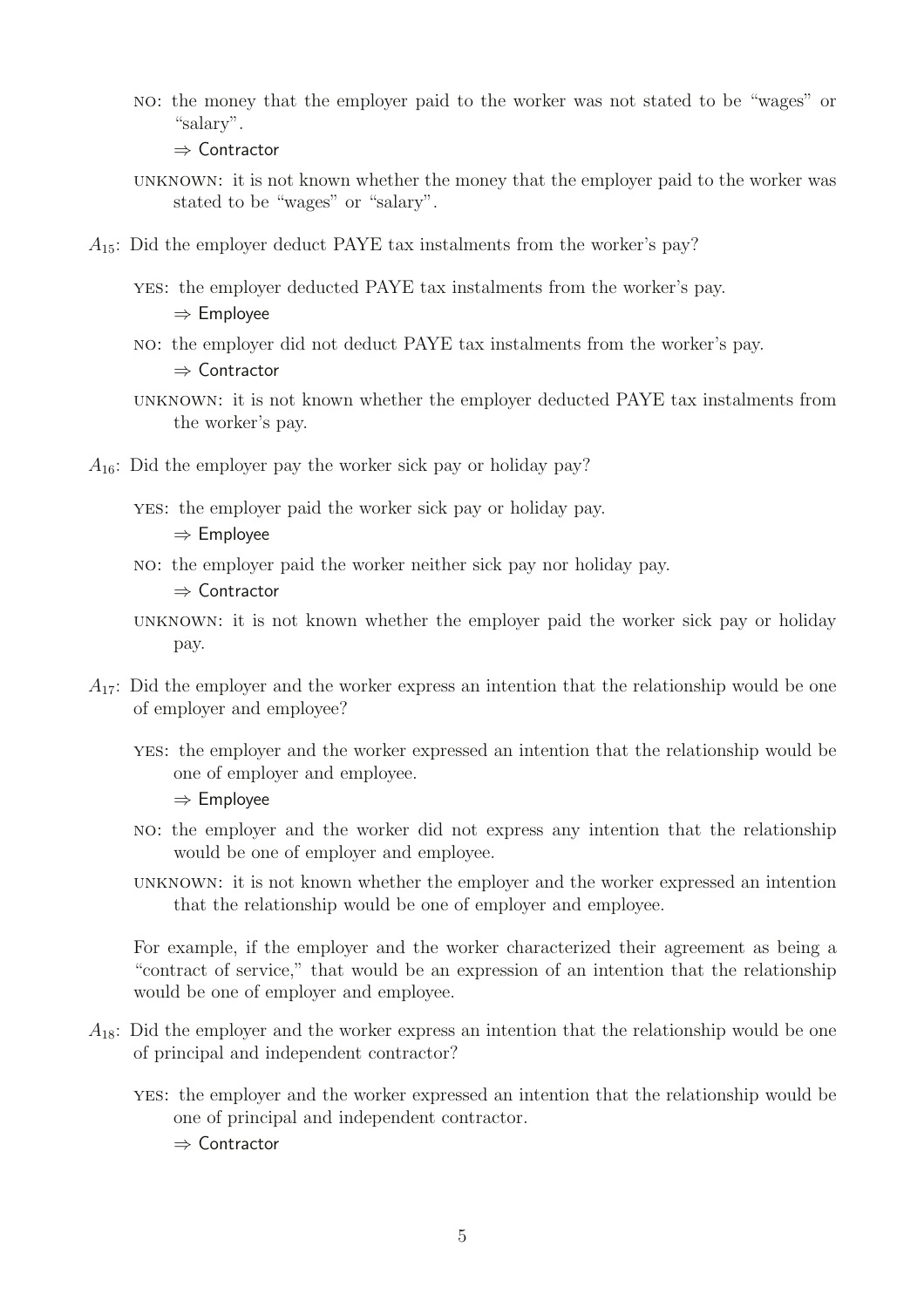NO: the money that the employer paid to the worker was not stated to be "wages" or "salary".

⇒ Contractor

UNKNOWN: it is not known whether the money that the employer paid to the worker was stated to be "wages" or "salary".

$A_{15}$: Did the employer deduct PAYE tax instalments from the worker's pay?

YES: the employer deducted PAYE tax instalments from the worker's pay.

⇒ Employee

NO: the employer did not deduct PAYE tax instalments from the worker's pay.

⇒ Contractor

UNKNOWN: it is not known whether the employer deducted PAYE tax instalments from the worker's pay.

$A_{16}$: Did the employer pay the worker sick pay or holiday pay?

YES: the employer paid the worker sick pay or holiday pay.

⇒ Employee

NO: the employer paid the worker neither sick pay nor holiday pay.

⇒ Contractor

UNKNOWN: it is not known whether the employer paid the worker sick pay or holiday pay.

$A_{17}$: Did the employer and the worker express an intention that the relationship would be one of employer and employee?

YES: the employer and the worker expressed an intention that the relationship would be one of employer and employee.

⇒ Employee

NO: the employer and the worker did not express any intention that the relationship would be one of employer and employee.

UNKNOWN: it is not known whether the employer and the worker expressed an intention that the relationship would be one of employer and employee.

For example, if the employer and the worker characterized their agreement as being a "contract of service," that would be an expression of an intention that the relationship would be one of employer and employee.

$A_{18}$: Did the employer and the worker express an intention that the relationship would be one of principal and independent contractor?

YES: the employer and the worker expressed an intention that the relationship would be one of principal and independent contractor.

⇒ Contractor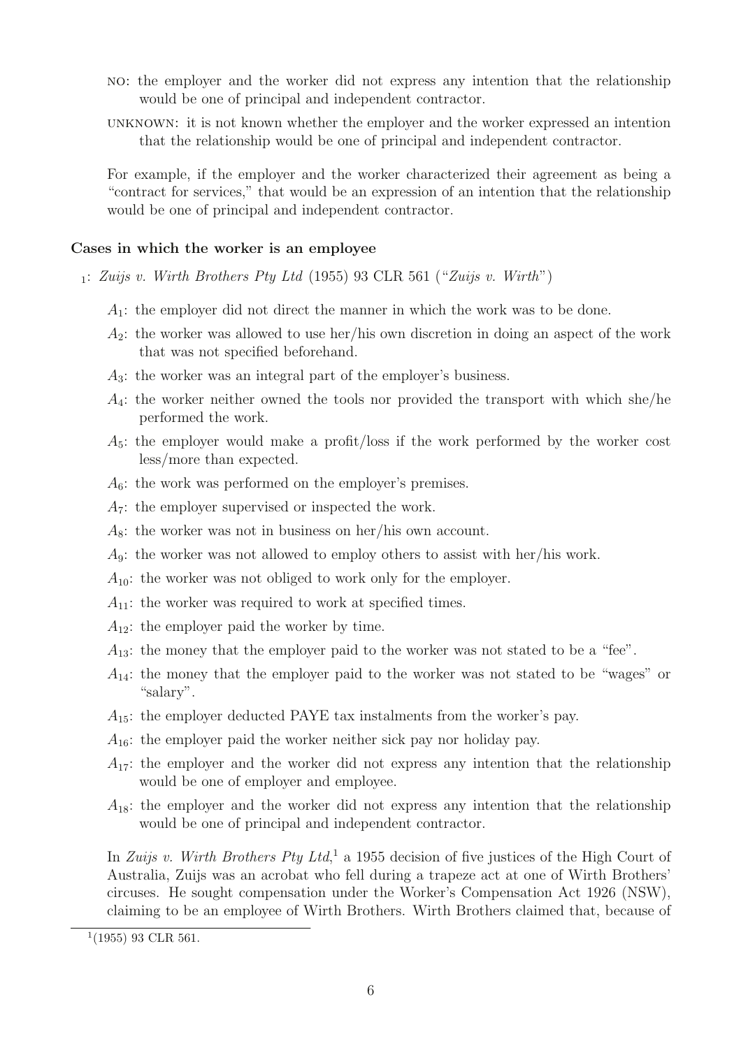NO: the employer and the worker did not express any intention that the relationship would be one of principal and independent contractor.

UNKNOWN: it is not known whether the employer and the worker expressed an intention that the relationship would be one of principal and independent contractor.

For example, if the employer and the worker characterized their agreement as being a "contract for services," that would be an expression of an intention that the relationship would be one of principal and independent contractor.

**Cases in which the worker is an employee**

$_1$: *Zuijs v. Wirth Brothers Pty Ltd* (1955) 93 CLR 561 ("*Zuijs v. Wirth*")

$A_1$: the employer did not direct the manner in which the work was to be done.

$A_2$: the worker was allowed to use her/his own discretion in doing an aspect of the work that was not specified beforehand.

$A_3$: the worker was an integral part of the employer's business.

$A_4$: the worker neither owned the tools nor provided the transport with which she/he performed the work.

$A_5$: the employer would make a profit/loss if the work performed by the worker cost less/more than expected.

$A_6$: the work was performed on the employer's premises.

$A_7$: the employer supervised or inspected the work.

$A_8$: the worker was not in business on her/his own account.

$A_9$: the worker was not allowed to employ others to assist with her/his work.

$A_{10}$: the worker was not obliged to work only for the employer.

$A_{11}$: the worker was required to work at specified times.

$A_{12}$: the employer paid the worker by time.

$A_{13}$: the money that the employer paid to the worker was not stated to be a "fee".

$A_{14}$: the money that the employer paid to the worker was not stated to be "wages" or "salary".

$A_{15}$: the employer deducted PAYE tax instalments from the worker's pay.

$A_{16}$: the employer paid the worker neither sick pay nor holiday pay.

$A_{17}$: the employer and the worker did not express any intention that the relationship would be one of employer and employee.

$A_{18}$: the employer and the worker did not express any intention that the relationship would be one of principal and independent contractor.

In *Zuijs v. Wirth Brothers Pty Ltd*,[1] a 1955 decision of five justices of the High Court of Australia, Zuijs was an acrobat who fell during a trapeze act at one of Wirth Brothers' circuses. He sought compensation under the Worker's Compensation Act 1926 (NSW), claiming to be an employee of Wirth Brothers. Wirth Brothers claimed that, because of

[1] (1955) 93 CLR 561.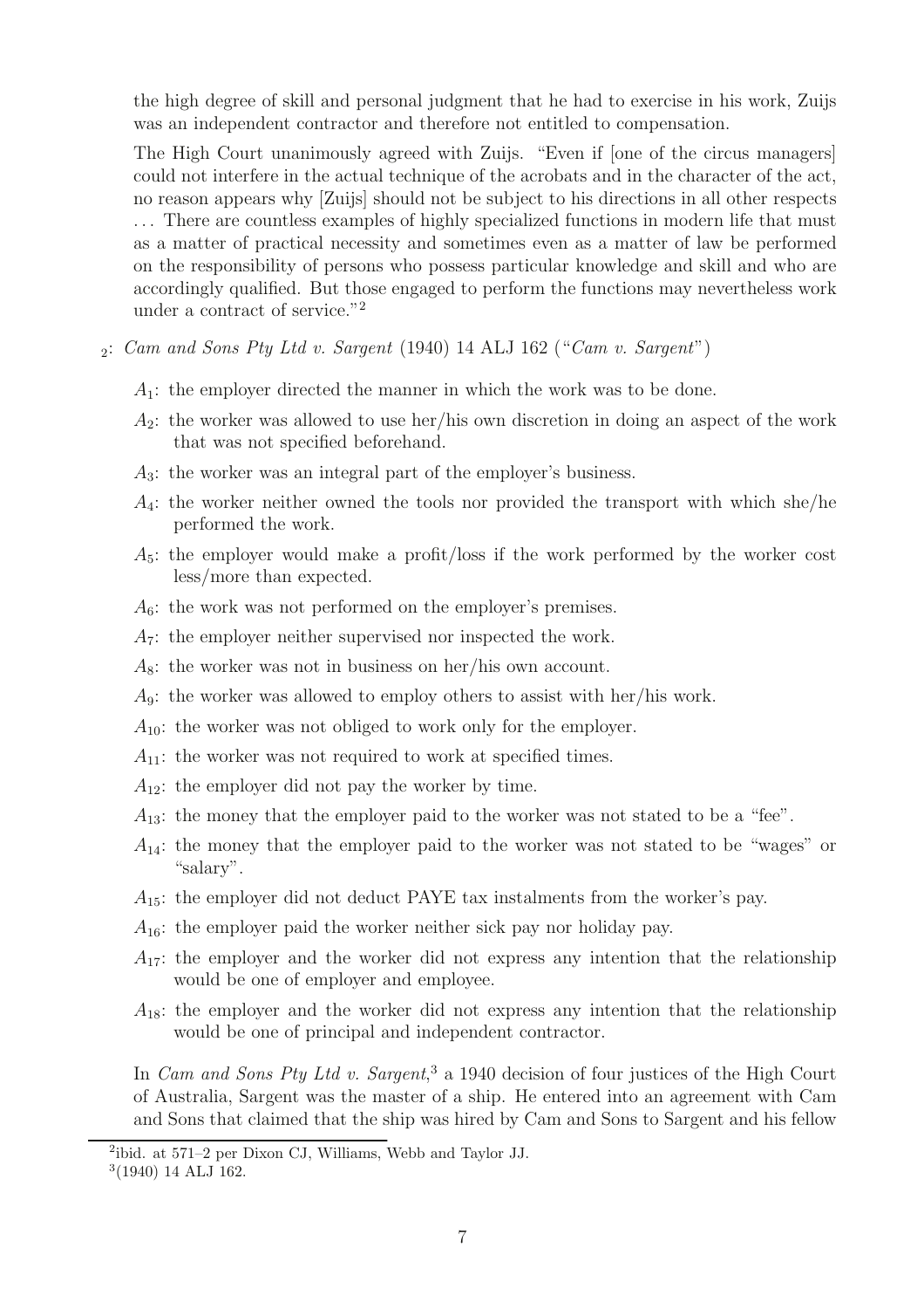the high degree of skill and personal judgment that he had to exercise in his work, Zuijs was an independent contractor and therefore not entitled to compensation.

The High Court unanimously agreed with Zuijs. "Even if [one of the circus managers] could not interfere in the actual technique of the acrobats and in the character of the act, no reason appears why [Zuijs] should not be subject to his directions in all other respects . . . There are countless examples of highly specialized functions in modern life that must as a matter of practical necessity and sometimes even as a matter of law be performed on the responsibility of persons who possess particular knowledge and skill and who are accordingly qualified. But those engaged to perform the functions may nevertheless work under a contract of service."[2]

$_2$: *Cam and Sons Pty Ltd v. Sargent* (1940) 14 ALJ 162 ("*Cam v. Sargent*")

- $A_1$: the employer directed the manner in which the work was to be done.
- $A_2$: the worker was allowed to use her/his own discretion in doing an aspect of the work that was not specified beforehand.
- $A_3$: the worker was an integral part of the employer's business.
- $A_4$: the worker neither owned the tools nor provided the transport with which she/he performed the work.
- $A_5$: the employer would make a profit/loss if the work performed by the worker cost less/more than expected.
- $A_6$: the work was not performed on the employer's premises.
- $A_7$: the employer neither supervised nor inspected the work.
- $A_8$: the worker was not in business on her/his own account.
- $A_9$: the worker was allowed to employ others to assist with her/his work.
- $A_{10}$: the worker was not obliged to work only for the employer.
- $A_{11}$: the worker was not required to work at specified times.
- $A_{12}$: the employer did not pay the worker by time.
- $A_{13}$: the money that the employer paid to the worker was not stated to be a "fee".
- $A_{14}$: the money that the employer paid to the worker was not stated to be "wages" or "salary".
- $A_{15}$: the employer did not deduct PAYE tax instalments from the worker's pay.
- $A_{16}$: the employer paid the worker neither sick pay nor holiday pay.
- $A_{17}$: the employer and the worker did not express any intention that the relationship would be one of employer and employee.
- $A_{18}$: the employer and the worker did not express any intention that the relationship would be one of principal and independent contractor.

In *Cam and Sons Pty Ltd v. Sargent*,[3] a 1940 decision of four justices of the High Court of Australia, Sargent was the master of a ship. He entered into an agreement with Cam and Sons that claimed that the ship was hired by Cam and Sons to Sargent and his fellow

[2] ibid. at 571–2 per Dixon CJ, Williams, Webb and Taylor JJ.

[3] (1940) 14 ALJ 162.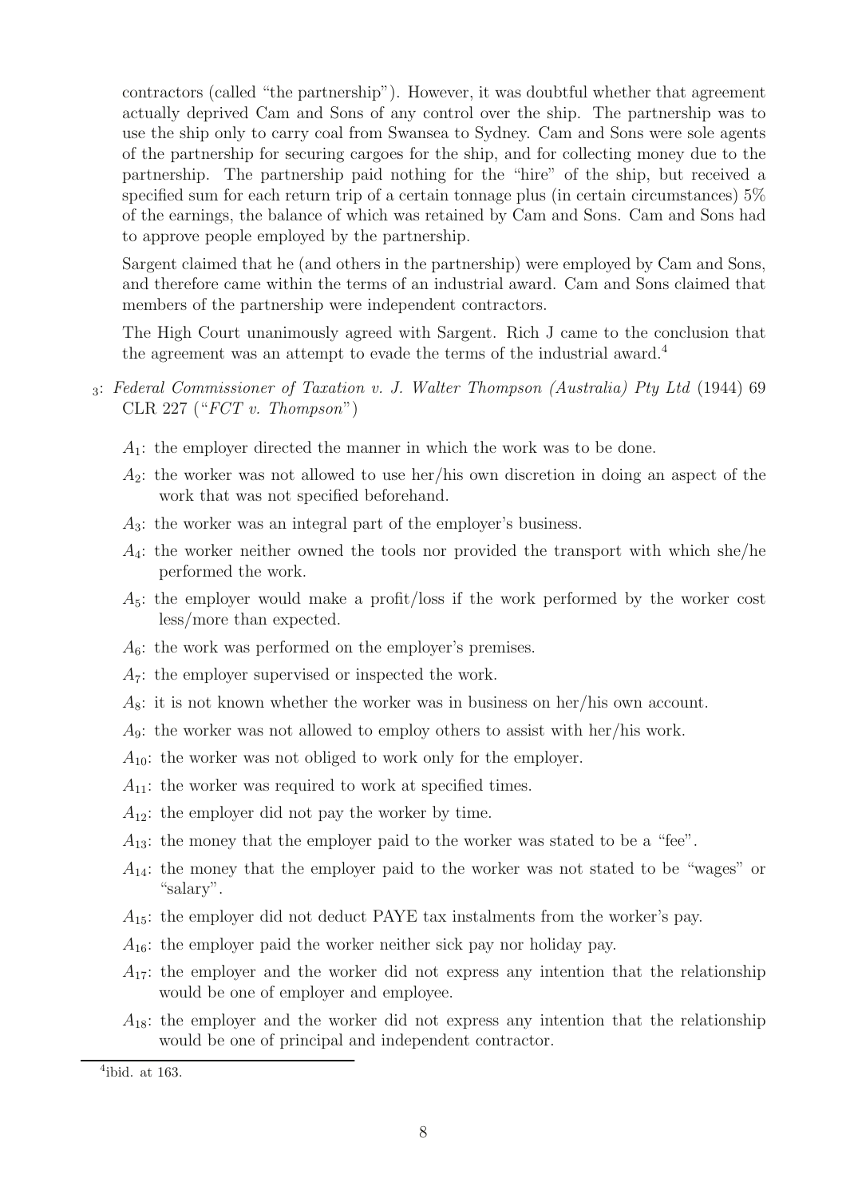contractors (called "the partnership"). However, it was doubtful whether that agreement actually deprived Cam and Sons of any control over the ship. The partnership was to use the ship only to carry coal from Swansea to Sydney. Cam and Sons were sole agents of the partnership for securing cargoes for the ship, and for collecting money due to the partnership. The partnership paid nothing for the "hire" of the ship, but received a specified sum for each return trip of a certain tonnage plus (in certain circumstances) 5% of the earnings, the balance of which was retained by Cam and Sons. Cam and Sons had to approve people employed by the partnership.

Sargent claimed that he (and others in the partnership) were employed by Cam and Sons, and therefore came within the terms of an industrial award. Cam and Sons claimed that members of the partnership were independent contractors.

The High Court unanimously agreed with Sargent. Rich J came to the conclusion that the agreement was an attempt to evade the terms of the industrial award.[4]

$_3$: *Federal Commissioner of Taxation v. J. Walter Thompson (Australia) Pty Ltd* (1944) 69 CLR 227 ("*FCT v. Thompson*")

- $A_1$: the employer directed the manner in which the work was to be done.
- $A_2$: the worker was not allowed to use her/his own discretion in doing an aspect of the work that was not specified beforehand.
- $A_3$: the worker was an integral part of the employer's business.
- $A_4$: the worker neither owned the tools nor provided the transport with which she/he performed the work.
- $A_5$: the employer would make a profit/loss if the work performed by the worker cost less/more than expected.
- $A_6$: the work was performed on the employer's premises.
- $A_7$: the employer supervised or inspected the work.
- $A_8$: it is not known whether the worker was in business on her/his own account.
- $A_9$: the worker was not allowed to employ others to assist with her/his work.
- $A_{10}$: the worker was not obliged to work only for the employer.
- $A_{11}$: the worker was required to work at specified times.
- $A_{12}$: the employer did not pay the worker by time.
- $A_{13}$: the money that the employer paid to the worker was stated to be a "fee".
- $A_{14}$: the money that the employer paid to the worker was not stated to be "wages" or "salary".
- $A_{15}$: the employer did not deduct PAYE tax instalments from the worker's pay.
- $A_{16}$: the employer paid the worker neither sick pay nor holiday pay.
- $A_{17}$: the employer and the worker did not express any intention that the relationship would be one of employer and employee.
- $A_{18}$: the employer and the worker did not express any intention that the relationship would be one of principal and independent contractor.

[4] ibid. at 163.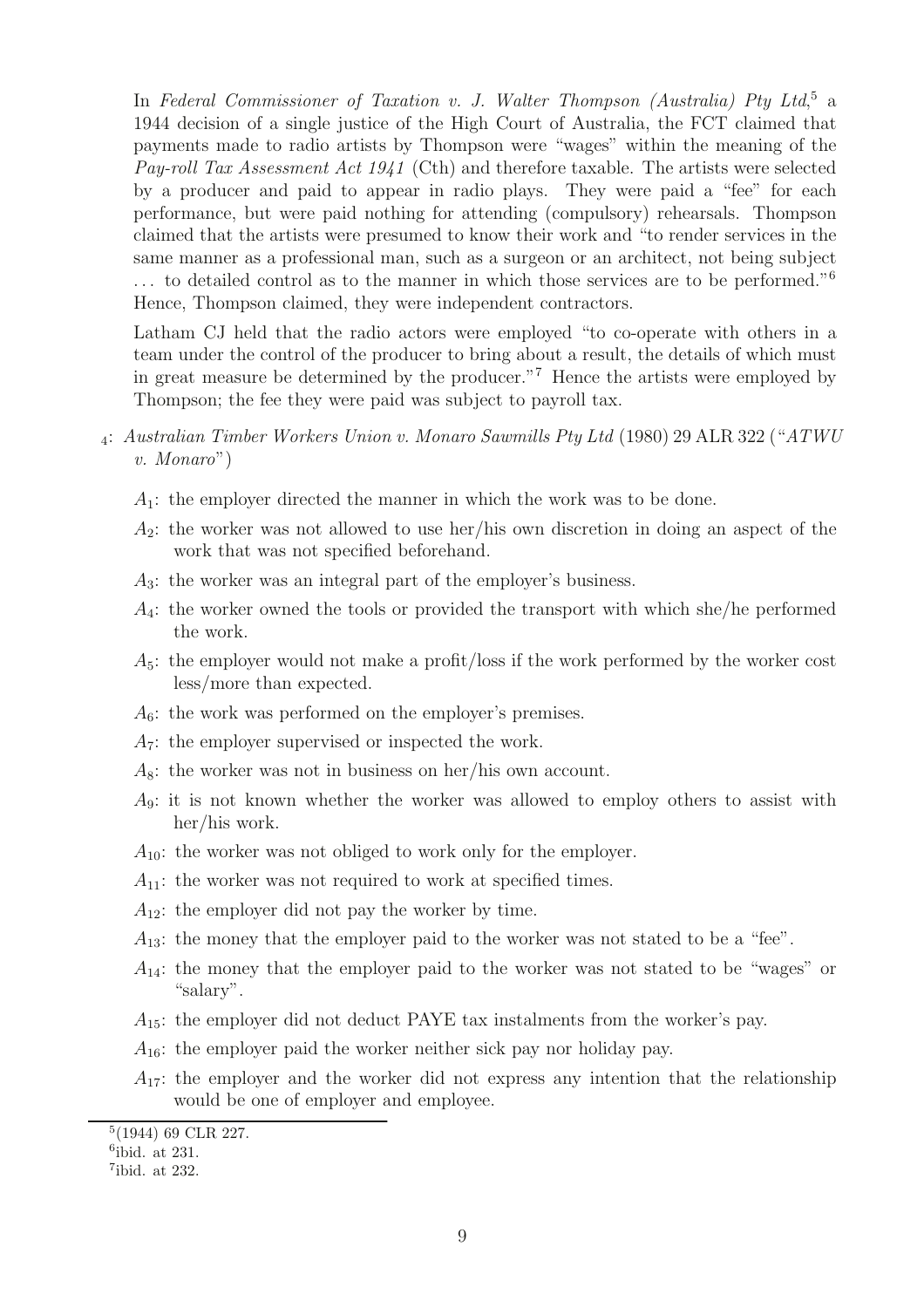In *Federal Commissioner of Taxation v. J. Walter Thompson (Australia) Pty Ltd*,[5] a 1944 decision of a single justice of the High Court of Australia, the FCT claimed that payments made to radio artists by Thompson were "wages" within the meaning of the *Pay-roll Tax Assessment Act 1941* (Cth) and therefore taxable. The artists were selected by a producer and paid to appear in radio plays. They were paid a "fee" for each performance, but were paid nothing for attending (compulsory) rehearsals. Thompson claimed that the artists were presumed to know their work and "to render services in the same manner as a professional man, such as a surgeon or an architect, not being subject ... to detailed control as to the manner in which those services are to be performed."[6] Hence, Thompson claimed, they were independent contractors.

Latham CJ held that the radio actors were employed "to co-operate with others in a team under the control of the producer to bring about a result, the details of which must in great measure be determined by the producer."[7] Hence the artists were employed by Thompson; the fee they were paid was subject to payroll tax.

$_4$: *Australian Timber Workers Union v. Monaro Sawmills Pty Ltd* (1980) 29 ALR 322 ("*ATWU v. Monaro*")

- $A_1$: the employer directed the manner in which the work was to be done.
- $A_2$: the worker was not allowed to use her/his own discretion in doing an aspect of the work that was not specified beforehand.
- $A_3$: the worker was an integral part of the employer's business.
- $A_4$: the worker owned the tools or provided the transport with which she/he performed the work.
- $A_5$: the employer would not make a profit/loss if the work performed by the worker cost less/more than expected.
- $A_6$: the work was performed on the employer's premises.
- $A_7$: the employer supervised or inspected the work.
- $A_8$: the worker was not in business on her/his own account.
- $A_9$: it is not known whether the worker was allowed to employ others to assist with her/his work.
- $A_{10}$: the worker was not obliged to work only for the employer.
- $A_{11}$: the worker was not required to work at specified times.
- $A_{12}$: the employer did not pay the worker by time.
- $A_{13}$: the money that the employer paid to the worker was not stated to be a "fee".
- $A_{14}$: the money that the employer paid to the worker was not stated to be "wages" or "salary".
- $A_{15}$: the employer did not deduct PAYE tax instalments from the worker's pay.
- $A_{16}$: the employer paid the worker neither sick pay nor holiday pay.
- $A_{17}$: the employer and the worker did not express any intention that the relationship would be one of employer and employee.

---

[5] (1944) 69 CLR 227.

[6] ibid. at 231.

[7] ibid. at 232.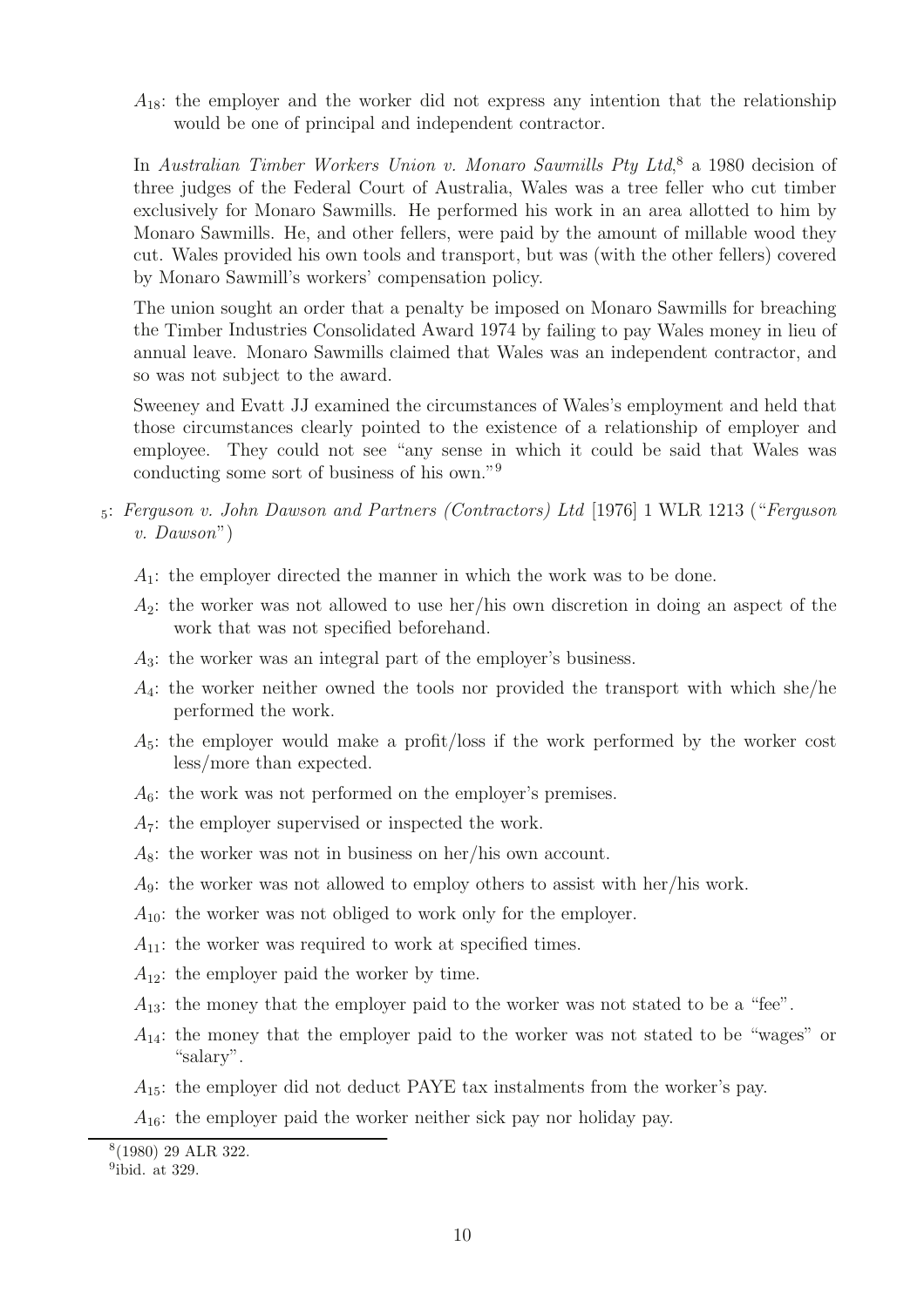$A_{18}$: the employer and the worker did not express any intention that the relationship would be one of principal and independent contractor.

In *Australian Timber Workers Union v. Monaro Sawmills Pty Ltd*,[8] a 1980 decision of three judges of the Federal Court of Australia, Wales was a tree feller who cut timber exclusively for Monaro Sawmills. He performed his work in an area allotted to him by Monaro Sawmills. He, and other fellers, were paid by the amount of millable wood they cut. Wales provided his own tools and transport, but was (with the other fellers) covered by Monaro Sawmill's workers' compensation policy.

The union sought an order that a penalty be imposed on Monaro Sawmills for breaching the Timber Industries Consolidated Award 1974 by failing to pay Wales money in lieu of annual leave. Monaro Sawmills claimed that Wales was an independent contractor, and so was not subject to the award.

Sweeney and Evatt JJ examined the circumstances of Wales's employment and held that those circumstances clearly pointed to the existence of a relationship of employer and employee. They could not see "any sense in which it could be said that Wales was conducting some sort of business of his own."[9]

$_5$: *Ferguson v. John Dawson and Partners (Contractors) Ltd* [1976] 1 WLR 1213 ("*Ferguson v. Dawson*")

$A_1$: the employer directed the manner in which the work was to be done.

$A_2$: the worker was not allowed to use her/his own discretion in doing an aspect of the work that was not specified beforehand.

$A_3$: the worker was an integral part of the employer's business.

$A_4$: the worker neither owned the tools nor provided the transport with which she/he performed the work.

$A_5$: the employer would make a profit/loss if the work performed by the worker cost less/more than expected.

$A_6$: the work was not performed on the employer's premises.

$A_7$: the employer supervised or inspected the work.

$A_8$: the worker was not in business on her/his own account.

$A_9$: the worker was not allowed to employ others to assist with her/his work.

$A_{10}$: the worker was not obliged to work only for the employer.

$A_{11}$: the worker was required to work at specified times.

$A_{12}$: the employer paid the worker by time.

$A_{13}$: the money that the employer paid to the worker was not stated to be a "fee".

$A_{14}$: the money that the employer paid to the worker was not stated to be "wages" or "salary".

$A_{15}$: the employer did not deduct PAYE tax instalments from the worker's pay.

$A_{16}$: the employer paid the worker neither sick pay nor holiday pay.

---

[8] (1980) 29 ALR 322.

[9] ibid. at 329.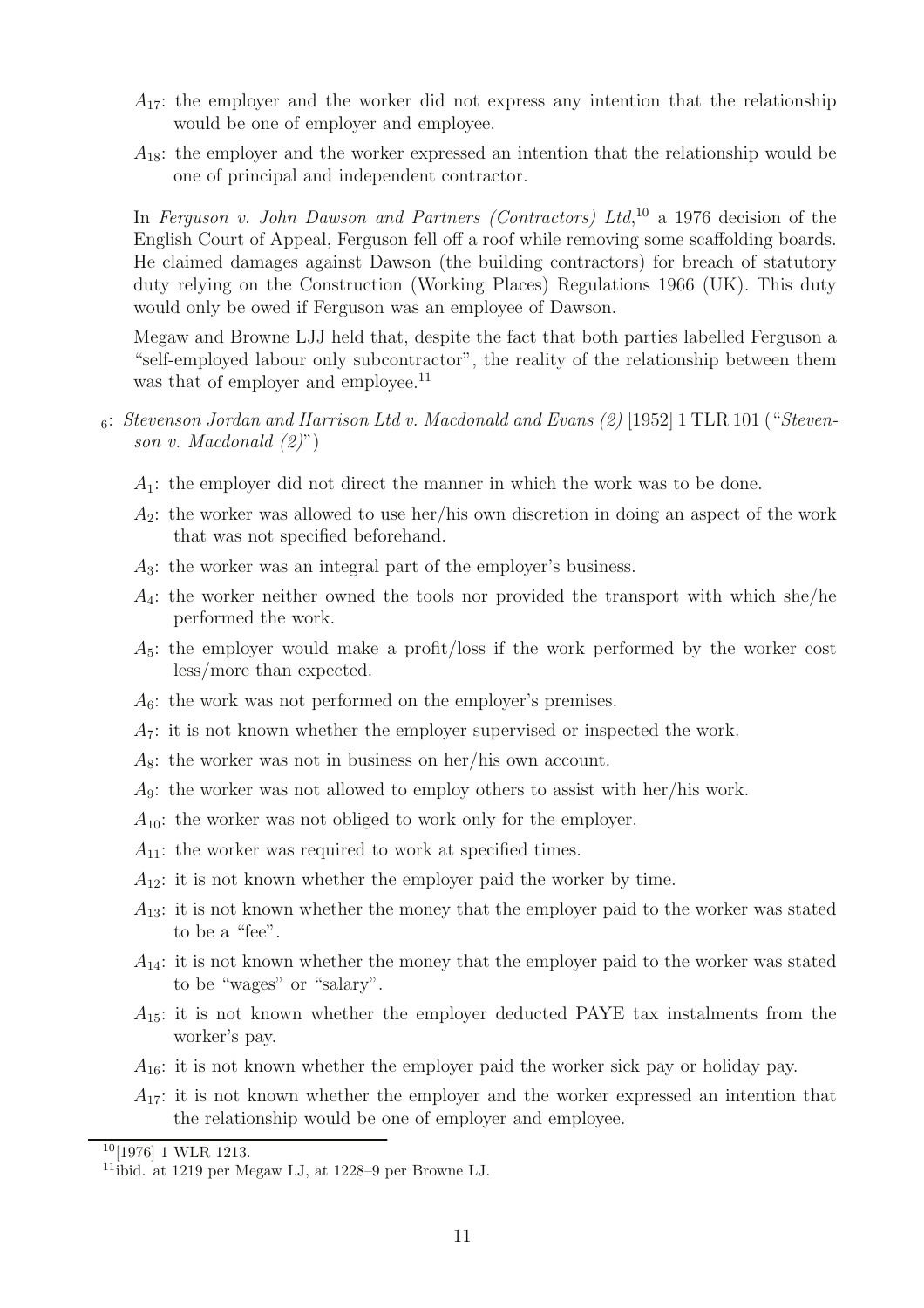- $A_{17}$: the employer and the worker did not express any intention that the relationship would be one of employer and employee.
- $A_{18}$: the employer and the worker expressed an intention that the relationship would be one of principal and independent contractor.

In *Ferguson v. John Dawson and Partners (Contractors) Ltd*,[10] a 1976 decision of the English Court of Appeal, Ferguson fell off a roof while removing some scaffolding boards. He claimed damages against Dawson (the building contractors) for breach of statutory duty relying on the Construction (Working Places) Regulations 1966 (UK). This duty would only be owed if Ferguson was an employee of Dawson.

Megaw and Browne LJJ held that, despite the fact that both parties labelled Ferguson a "self-employed labour only subcontractor", the reality of the relationship between them was that of employer and employee.[11]

$_6$: *Stevenson Jordan and Harrison Ltd v. Macdonald and Evans (2)* [1952] 1 TLR 101 ("*Stevenson v. Macdonald (2)*")

- $A_1$: the employer did not direct the manner in which the work was to be done.
- $A_2$: the worker was allowed to use her/his own discretion in doing an aspect of the work that was not specified beforehand.
- $A_3$: the worker was an integral part of the employer's business.
- $A_4$: the worker neither owned the tools nor provided the transport with which she/he performed the work.
- $A_5$: the employer would make a profit/loss if the work performed by the worker cost less/more than expected.
- $A_6$: the work was not performed on the employer's premises.
- $A_7$: it is not known whether the employer supervised or inspected the work.
- $A_8$: the worker was not in business on her/his own account.
- $A_9$: the worker was not allowed to employ others to assist with her/his work.
- $A_{10}$: the worker was not obliged to work only for the employer.
- $A_{11}$: the worker was required to work at specified times.
- $A_{12}$: it is not known whether the employer paid the worker by time.
- $A_{13}$: it is not known whether the money that the employer paid to the worker was stated to be a "fee".
- $A_{14}$: it is not known whether the money that the employer paid to the worker was stated to be "wages" or "salary".
- $A_{15}$: it is not known whether the employer deducted PAYE tax instalments from the worker's pay.
- $A_{16}$: it is not known whether the employer paid the worker sick pay or holiday pay.
- $A_{17}$: it is not known whether the employer and the worker expressed an intention that the relationship would be one of employer and employee.

[10] [1976] 1 WLR 1213.

[11] ibid. at 1219 per Megaw LJ, at 1228–9 per Browne LJ.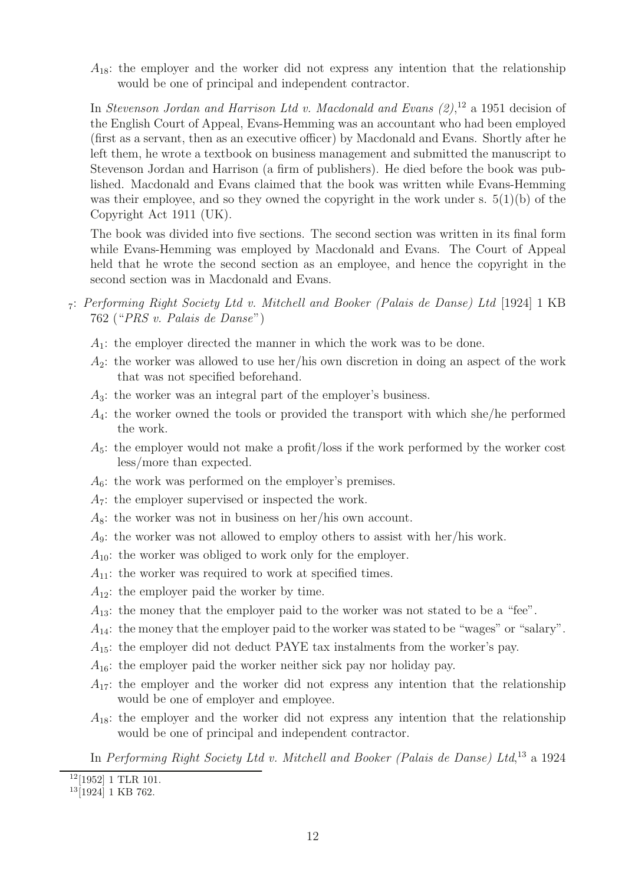$A_{18}$: the employer and the worker did not express any intention that the relationship would be one of principal and independent contractor.

In *Stevenson Jordan and Harrison Ltd v. Macdonald and Evans (2)*,[12] a 1951 decision of the English Court of Appeal, Evans-Hemming was an accountant who had been employed (first as a servant, then as an executive officer) by Macdonald and Evans. Shortly after he left them, he wrote a textbook on business management and submitted the manuscript to Stevenson Jordan and Harrison (a firm of publishers). He died before the book was published. Macdonald and Evans claimed that the book was written while Evans-Hemming was their employee, and so they owned the copyright in the work under s. 5(1)(b) of the Copyright Act 1911 (UK).

The book was divided into five sections. The second section was written in its final form while Evans-Hemming was employed by Macdonald and Evans. The Court of Appeal held that he wrote the second section as an employee, and hence the copyright in the second section was in Macdonald and Evans.

$_7$: *Performing Right Society Ltd v. Mitchell and Booker (Palais de Danse) Ltd* [1924] 1 KB 762 ("*PRS v. Palais de Danse*")

$A_1$: the employer directed the manner in which the work was to be done.

$A_2$: the worker was allowed to use her/his own discretion in doing an aspect of the work that was not specified beforehand.

$A_3$: the worker was an integral part of the employer's business.

$A_4$: the worker owned the tools or provided the transport with which she/he performed the work.

$A_5$: the employer would not make a profit/loss if the work performed by the worker cost less/more than expected.

$A_6$: the work was performed on the employer's premises.

$A_7$: the employer supervised or inspected the work.

$A_8$: the worker was not in business on her/his own account.

$A_9$: the worker was not allowed to employ others to assist with her/his work.

$A_{10}$: the worker was obliged to work only for the employer.

$A_{11}$: the worker was required to work at specified times.

$A_{12}$: the employer paid the worker by time.

$A_{13}$: the money that the employer paid to the worker was not stated to be a "fee".

$A_{14}$: the money that the employer paid to the worker was stated to be "wages" or "salary".

$A_{15}$: the employer did not deduct PAYE tax instalments from the worker's pay.

$A_{16}$: the employer paid the worker neither sick pay nor holiday pay.

$A_{17}$: the employer and the worker did not express any intention that the relationship would be one of employer and employee.

$A_{18}$: the employer and the worker did not express any intention that the relationship would be one of principal and independent contractor.

In *Performing Right Society Ltd v. Mitchell and Booker (Palais de Danse) Ltd*,[13] a 1924

[12] [1952] 1 TLR 101.

[13] [1924] 1 KB 762.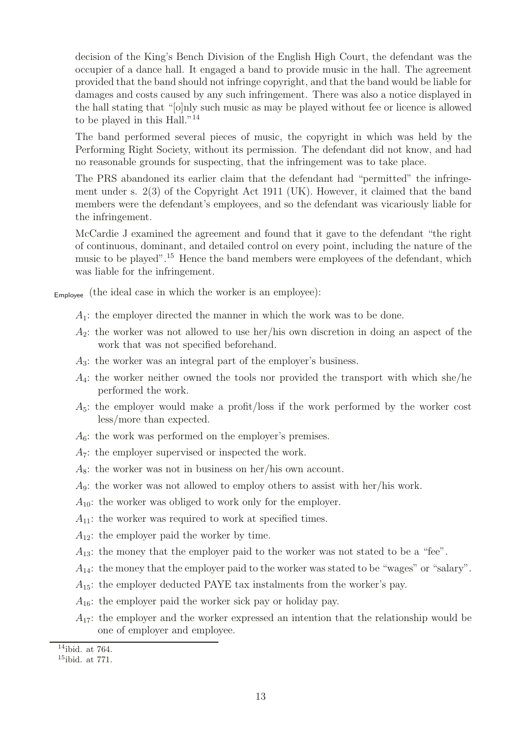decision of the King's Bench Division of the English High Court, the defendant was the occupier of a dance hall. It engaged a band to provide music in the hall. The agreement provided that the band should not infringe copyright, and that the band would be liable for damages and costs caused by any such infringement. There was also a notice displayed in the hall stating that "[o]nly such music as may be played without fee or licence is allowed to be played in this Hall."[14]

The band performed several pieces of music, the copyright in which was held by the Performing Right Society, without its permission. The defendant did not know, and had no reasonable grounds for suspecting, that the infringement was to take place.

The PRS abandoned its earlier claim that the defendant had "permitted" the infringement under s. 2(3) of the Copyright Act 1911 (UK). However, it claimed that the band members were the defendant's employees, and so the defendant was vicariously liable for the infringement.

McCardie J examined the agreement and found that it gave to the defendant "the right of continuous, dominant, and detailed control on every point, including the nature of the music to be played".[15] Hence the band members were employees of the defendant, which was liable for the infringement.

Employee (the ideal case in which the worker is an employee):

- $A_1$: the employer directed the manner in which the work was to be done.
- $A_2$: the worker was not allowed to use her/his own discretion in doing an aspect of the work that was not specified beforehand.
- $A_3$: the worker was an integral part of the employer's business.
- $A_4$: the worker neither owned the tools nor provided the transport with which she/he performed the work.
- $A_5$: the employer would make a profit/loss if the work performed by the worker cost less/more than expected.
- $A_6$: the work was performed on the employer's premises.
- $A_7$: the employer supervised or inspected the work.
- $A_8$: the worker was not in business on her/his own account.
- $A_9$: the worker was not allowed to employ others to assist with her/his work.
- $A_{10}$: the worker was obliged to work only for the employer.
- $A_{11}$: the worker was required to work at specified times.
- $A_{12}$: the employer paid the worker by time.
- $A_{13}$: the money that the employer paid to the worker was not stated to be a "fee".
- $A_{14}$: the money that the employer paid to the worker was stated to be "wages" or "salary".
- $A_{15}$: the employer deducted PAYE tax instalments from the worker's pay.
- $A_{16}$: the employer paid the worker sick pay or holiday pay.
- $A_{17}$: the employer and the worker expressed an intention that the relationship would be one of employer and employee.

[14] ibid. at 764.

[15] ibid. at 771.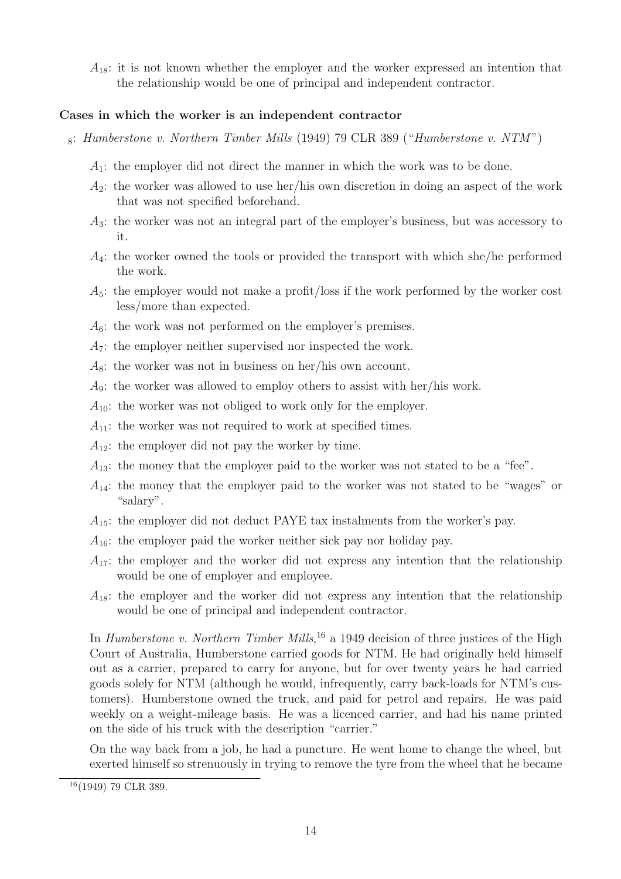$A_{18}$: it is not known whether the employer and the worker expressed an intention that the relationship would be one of principal and independent contractor.

**Cases in which the worker is an independent contractor**

$_8$: *Humberstone v. Northern Timber Mills* (1949) 79 CLR 389 ("*Humberstone v. NTM*")

$A_1$: the employer did not direct the manner in which the work was to be done.

$A_2$: the worker was allowed to use her/his own discretion in doing an aspect of the work that was not specified beforehand.

$A_3$: the worker was not an integral part of the employer's business, but was accessory to it.

$A_4$: the worker owned the tools or provided the transport with which she/he performed the work.

$A_5$: the employer would not make a profit/loss if the work performed by the worker cost less/more than expected.

$A_6$: the work was not performed on the employer's premises.

$A_7$: the employer neither supervised nor inspected the work.

$A_8$: the worker was not in business on her/his own account.

$A_9$: the worker was allowed to employ others to assist with her/his work.

$A_{10}$: the worker was not obliged to work only for the employer.

$A_{11}$: the worker was not required to work at specified times.

$A_{12}$: the employer did not pay the worker by time.

$A_{13}$: the money that the employer paid to the worker was not stated to be a "fee".

$A_{14}$: the money that the employer paid to the worker was not stated to be "wages" or "salary".

$A_{15}$: the employer did not deduct PAYE tax instalments from the worker's pay.

$A_{16}$: the employer paid the worker neither sick pay nor holiday pay.

$A_{17}$: the employer and the worker did not express any intention that the relationship would be one of employer and employee.

$A_{18}$: the employer and the worker did not express any intention that the relationship would be one of principal and independent contractor.

In *Humberstone v. Northern Timber Mills*,[16] a 1949 decision of three justices of the High Court of Australia, Humberstone carried goods for NTM. He had originally held himself out as a carrier, prepared to carry for anyone, but for over twenty years he had carried goods solely for NTM (although he would, infrequently, carry back-loads for NTM's customers). Humberstone owned the truck, and paid for petrol and repairs. He was paid weekly on a weight-mileage basis. He was a licenced carrier, and had his name printed on the side of his truck with the description "carrier."

On the way back from a job, he had a puncture. He went home to change the wheel, but exerted himself so strenuously in trying to remove the tyre from the wheel that he became

[16] (1949) 79 CLR 389.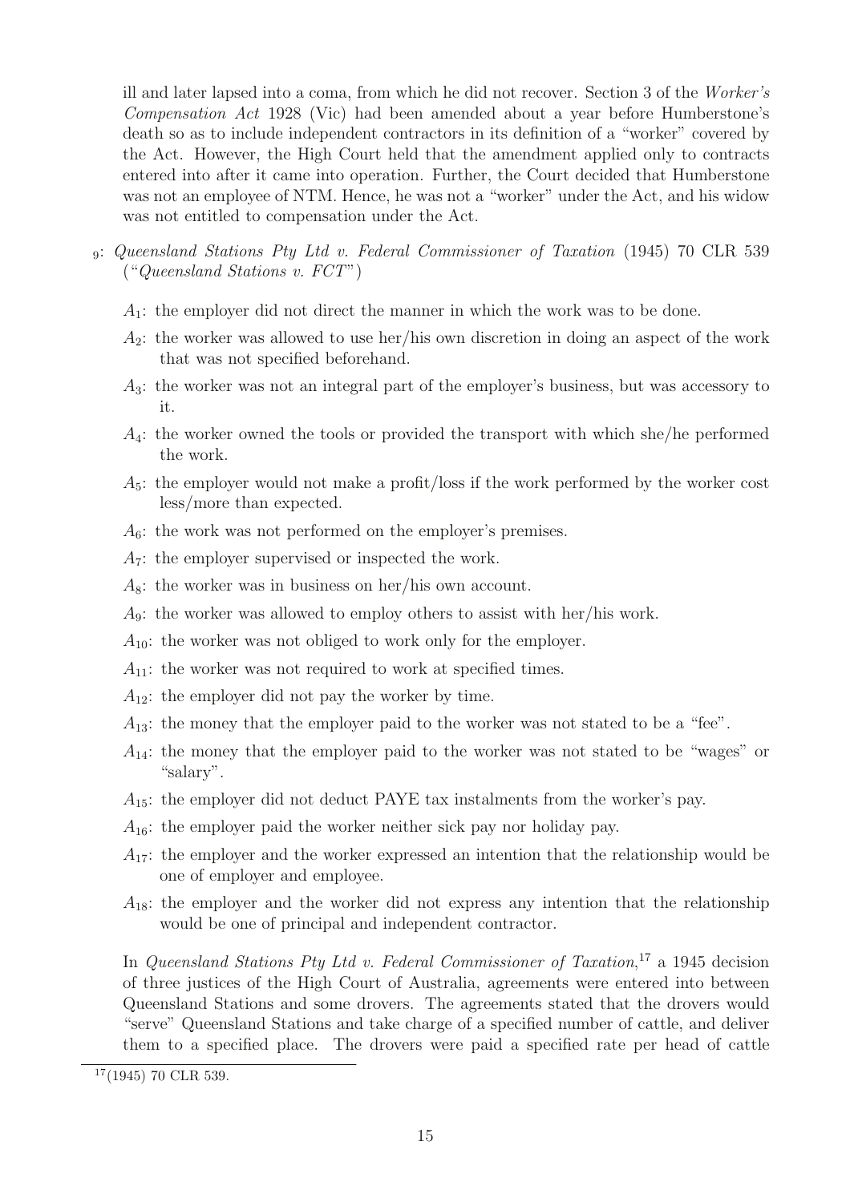ill and later lapsed into a coma, from which he did not recover. Section 3 of the *Worker's Compensation Act* 1928 (Vic) had been amended about a year before Humberstone's death so as to include independent contractors in its definition of a "worker" covered by the Act. However, the High Court held that the amendment applied only to contracts entered into after it came into operation. Further, the Court decided that Humberstone was not an employee of NTM. Hence, he was not a "worker" under the Act, and his widow was not entitled to compensation under the Act.

$_9$: *Queensland Stations Pty Ltd v. Federal Commissioner of Taxation* (1945) 70 CLR 539 ("*Queensland Stations v. FCT*")

- $A_1$: the employer did not direct the manner in which the work was to be done.
- $A_2$: the worker was allowed to use her/his own discretion in doing an aspect of the work that was not specified beforehand.
- $A_3$: the worker was not an integral part of the employer's business, but was accessory to it.
- $A_4$: the worker owned the tools or provided the transport with which she/he performed the work.
- $A_5$: the employer would not make a profit/loss if the work performed by the worker cost less/more than expected.
- $A_6$: the work was not performed on the employer's premises.
- $A_7$: the employer supervised or inspected the work.
- $A_8$: the worker was in business on her/his own account.
- $A_9$: the worker was allowed to employ others to assist with her/his work.
- $A_{10}$: the worker was not obliged to work only for the employer.
- $A_{11}$: the worker was not required to work at specified times.
- $A_{12}$: the employer did not pay the worker by time.
- $A_{13}$: the money that the employer paid to the worker was not stated to be a "fee".
- $A_{14}$: the money that the employer paid to the worker was not stated to be "wages" or "salary".
- $A_{15}$: the employer did not deduct PAYE tax instalments from the worker's pay.
- $A_{16}$: the employer paid the worker neither sick pay nor holiday pay.
- $A_{17}$: the employer and the worker expressed an intention that the relationship would be one of employer and employee.
- $A_{18}$: the employer and the worker did not express any intention that the relationship would be one of principal and independent contractor.

In *Queensland Stations Pty Ltd v. Federal Commissioner of Taxation*,[17] a 1945 decision of three justices of the High Court of Australia, agreements were entered into between Queensland Stations and some drovers. The agreements stated that the drovers would "serve" Queensland Stations and take charge of a specified number of cattle, and deliver them to a specified place. The drovers were paid a specified rate per head of cattle

[17] (1945) 70 CLR 539.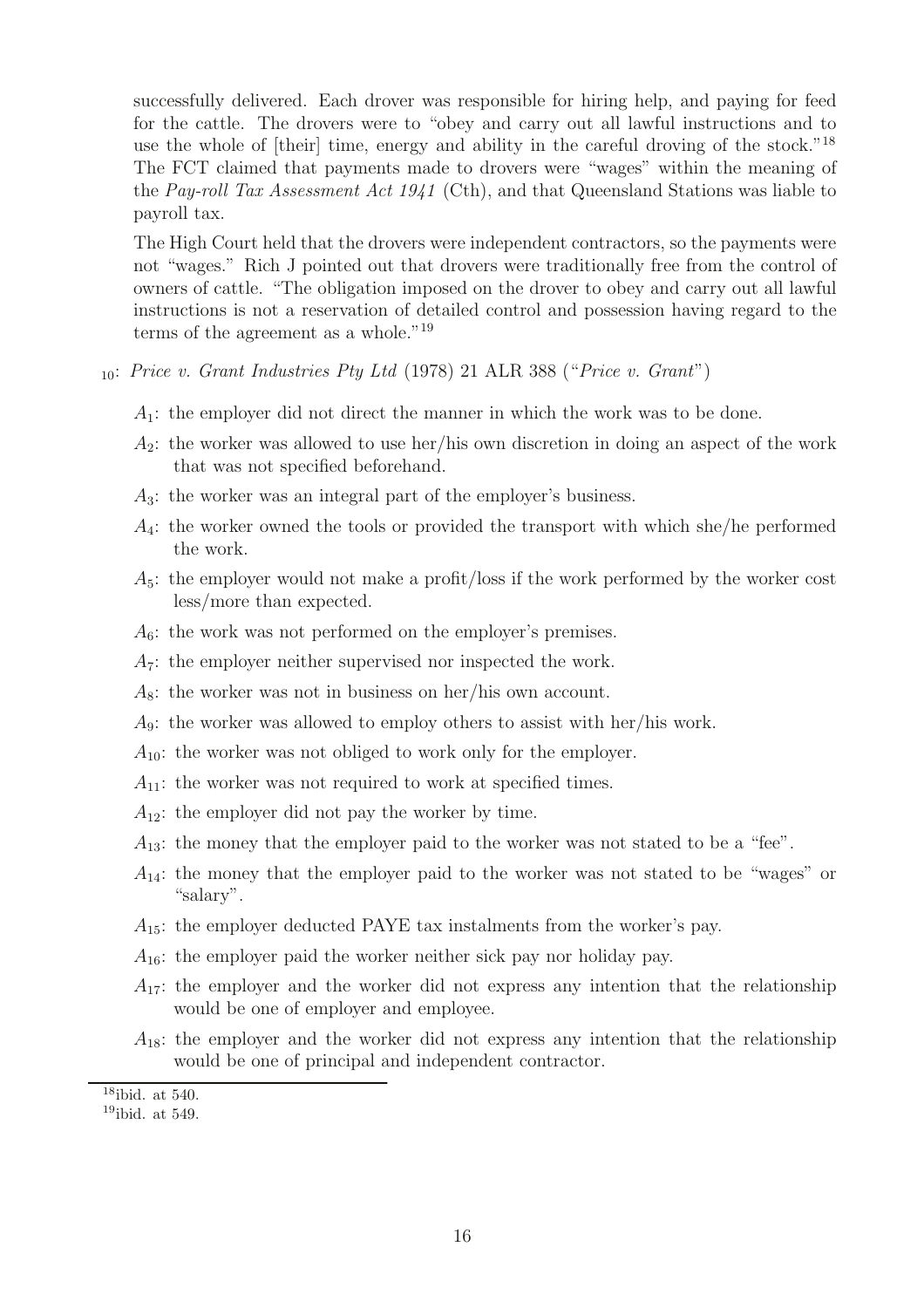successfully delivered. Each drover was responsible for hiring help, and paying for feed for the cattle. The drovers were to "obey and carry out all lawful instructions and to use the whole of [their] time, energy and ability in the careful droving of the stock."[18] The FCT claimed that payments made to drovers were "wages" within the meaning of the *Pay-roll Tax Assessment Act 1941* (Cth), and that Queensland Stations was liable to payroll tax.

The High Court held that the drovers were independent contractors, so the payments were not "wages." Rich J pointed out that drovers were traditionally free from the control of owners of cattle. "The obligation imposed on the drover to obey and carry out all lawful instructions is not a reservation of detailed control and possession having regard to the terms of the agreement as a whole."[19]

$_{10}$: *Price v. Grant Industries Pty Ltd* (1978) 21 ALR 388 ("*Price v. Grant*")

- $A_1$: the employer did not direct the manner in which the work was to be done.
- $A_2$: the worker was allowed to use her/his own discretion in doing an aspect of the work that was not specified beforehand.
- $A_3$: the worker was an integral part of the employer's business.
- $A_4$: the worker owned the tools or provided the transport with which she/he performed the work.
- $A_5$: the employer would not make a profit/loss if the work performed by the worker cost less/more than expected.
- $A_6$: the work was not performed on the employer's premises.
- $A_7$: the employer neither supervised nor inspected the work.
- $A_8$: the worker was not in business on her/his own account.
- $A_9$: the worker was allowed to employ others to assist with her/his work.
- $A_{10}$: the worker was not obliged to work only for the employer.
- $A_{11}$: the worker was not required to work at specified times.
- $A_{12}$: the employer did not pay the worker by time.
- $A_{13}$: the money that the employer paid to the worker was not stated to be a "fee".
- $A_{14}$: the money that the employer paid to the worker was not stated to be "wages" or "salary".
- $A_{15}$: the employer deducted PAYE tax instalments from the worker's pay.
- $A_{16}$: the employer paid the worker neither sick pay nor holiday pay.
- $A_{17}$: the employer and the worker did not express any intention that the relationship would be one of employer and employee.
- $A_{18}$: the employer and the worker did not express any intention that the relationship would be one of principal and independent contractor.

[18] ibid. at 540.

[19] ibid. at 549.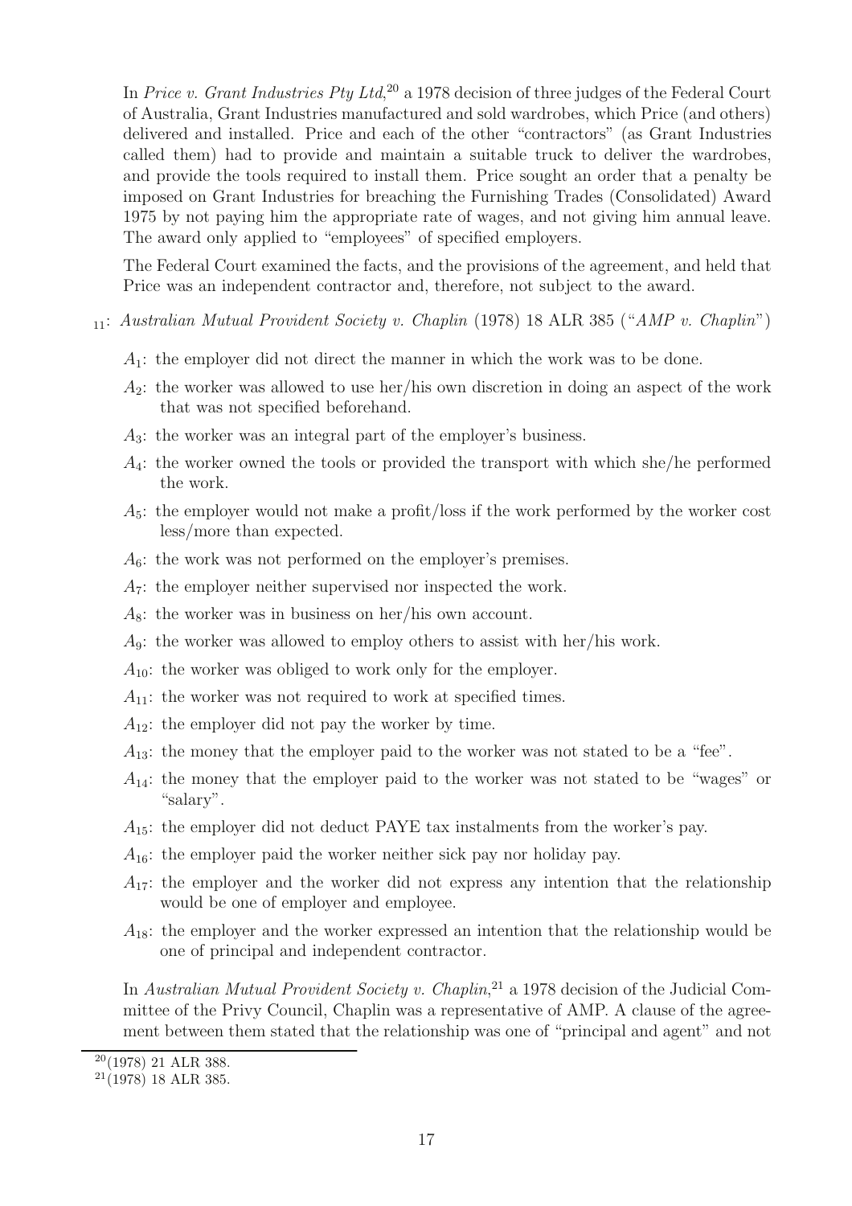In *Price v. Grant Industries Pty Ltd*,[20] a 1978 decision of three judges of the Federal Court of Australia, Grant Industries manufactured and sold wardrobes, which Price (and others) delivered and installed. Price and each of the other "contractors" (as Grant Industries called them) had to provide and maintain a suitable truck to deliver the wardrobes, and provide the tools required to install them. Price sought an order that a penalty be imposed on Grant Industries for breaching the Furnishing Trades (Consolidated) Award 1975 by not paying him the appropriate rate of wages, and not giving him annual leave. The award only applied to "employees" of specified employers.

The Federal Court examined the facts, and the provisions of the agreement, and held that Price was an independent contractor and, therefore, not subject to the award.

$_{11}$: *Australian Mutual Provident Society v. Chaplin* (1978) 18 ALR 385 ("*AMP v. Chaplin*")

- $A_1$: the employer did not direct the manner in which the work was to be done.
- $A_2$: the worker was allowed to use her/his own discretion in doing an aspect of the work that was not specified beforehand.
- $A_3$: the worker was an integral part of the employer's business.
- $A_4$: the worker owned the tools or provided the transport with which she/he performed the work.
- $A_5$: the employer would not make a profit/loss if the work performed by the worker cost less/more than expected.
- $A_6$: the work was not performed on the employer's premises.
- $A_7$: the employer neither supervised nor inspected the work.
- $A_8$: the worker was in business on her/his own account.
- $A_9$: the worker was allowed to employ others to assist with her/his work.
- $A_{10}$: the worker was obliged to work only for the employer.
- $A_{11}$: the worker was not required to work at specified times.
- $A_{12}$: the employer did not pay the worker by time.
- $A_{13}$: the money that the employer paid to the worker was not stated to be a "fee".
- $A_{14}$: the money that the employer paid to the worker was not stated to be "wages" or "salary".
- $A_{15}$: the employer did not deduct PAYE tax instalments from the worker's pay.
- $A_{16}$: the employer paid the worker neither sick pay nor holiday pay.
- $A_{17}$: the employer and the worker did not express any intention that the relationship would be one of employer and employee.
- $A_{18}$: the employer and the worker expressed an intention that the relationship would be one of principal and independent contractor.

In *Australian Mutual Provident Society v. Chaplin*,[21] a 1978 decision of the Judicial Committee of the Privy Council, Chaplin was a representative of AMP. A clause of the agreement between them stated that the relationship was one of "principal and agent" and not

[20] (1978) 21 ALR 388.

[21] (1978) 18 ALR 385.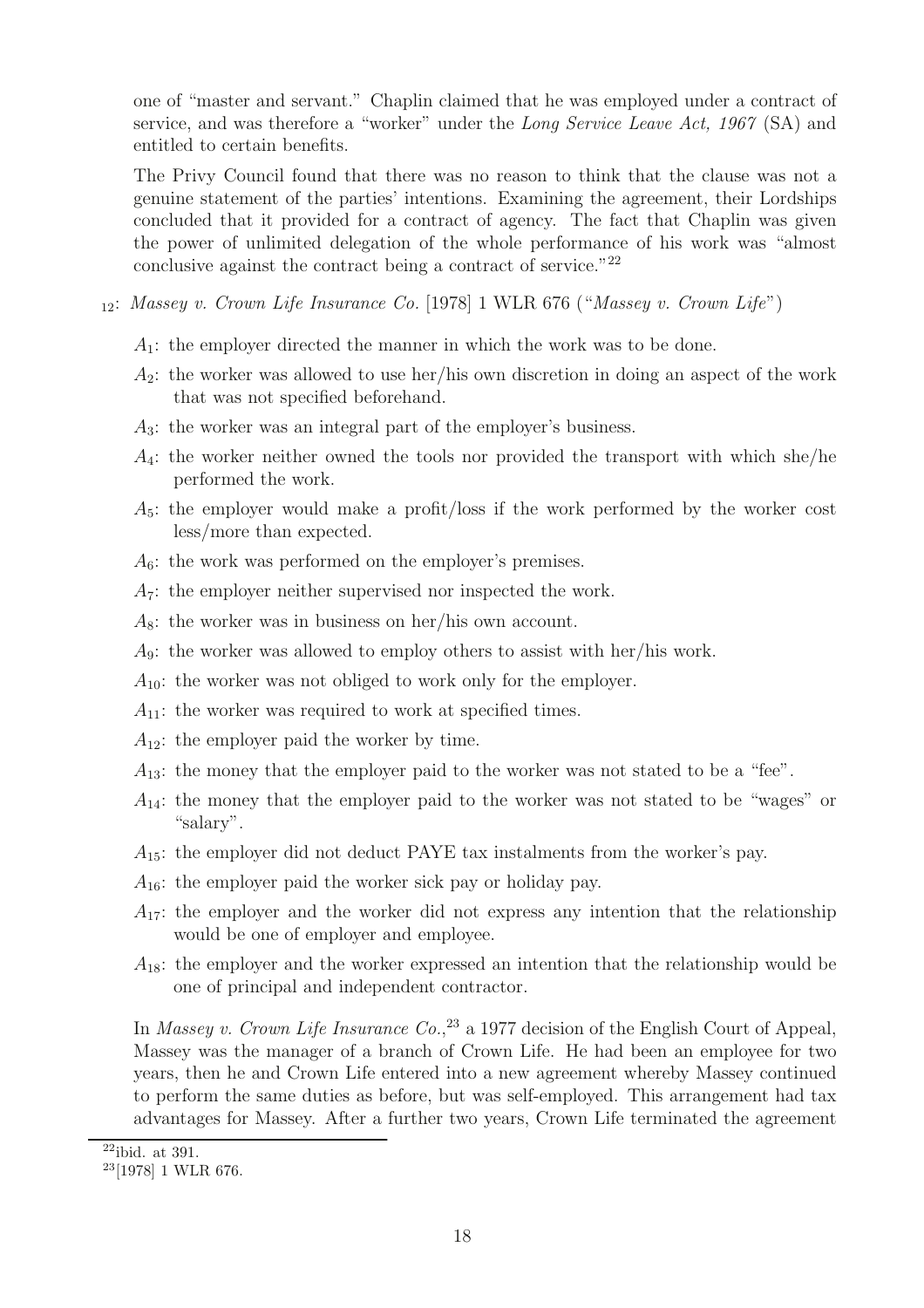one of "master and servant." Chaplin claimed that he was employed under a contract of service, and was therefore a "worker" under the *Long Service Leave Act, 1967* (SA) and entitled to certain benefits.

The Privy Council found that there was no reason to think that the clause was not a genuine statement of the parties' intentions. Examining the agreement, their Lordships concluded that it provided for a contract of agency. The fact that Chaplin was given the power of unlimited delegation of the whole performance of his work was "almost conclusive against the contract being a contract of service."[22]

$_{12}$: *Massey v. Crown Life Insurance Co.* [1978] 1 WLR 676 ("*Massey v. Crown Life*")

- $A_1$: the employer directed the manner in which the work was to be done.
- $A_2$: the worker was allowed to use her/his own discretion in doing an aspect of the work that was not specified beforehand.
- $A_3$: the worker was an integral part of the employer's business.
- $A_4$: the worker neither owned the tools nor provided the transport with which she/he performed the work.
- $A_5$: the employer would make a profit/loss if the work performed by the worker cost less/more than expected.
- $A_6$: the work was performed on the employer's premises.
- $A_7$: the employer neither supervised nor inspected the work.
- $A_8$: the worker was in business on her/his own account.
- $A_9$: the worker was allowed to employ others to assist with her/his work.
- $A_{10}$: the worker was not obliged to work only for the employer.
- $A_{11}$: the worker was required to work at specified times.
- $A_{12}$: the employer paid the worker by time.
- $A_{13}$: the money that the employer paid to the worker was not stated to be a "fee".
- $A_{14}$: the money that the employer paid to the worker was not stated to be "wages" or "salary".
- $A_{15}$: the employer did not deduct PAYE tax instalments from the worker's pay.
- $A_{16}$: the employer paid the worker sick pay or holiday pay.
- $A_{17}$: the employer and the worker did not express any intention that the relationship would be one of employer and employee.
- $A_{18}$: the employer and the worker expressed an intention that the relationship would be one of principal and independent contractor.

In *Massey v. Crown Life Insurance Co.*,[23] a 1977 decision of the English Court of Appeal, Massey was the manager of a branch of Crown Life. He had been an employee for two years, then he and Crown Life entered into a new agreement whereby Massey continued to perform the same duties as before, but was self-employed. This arrangement had tax advantages for Massey. After a further two years, Crown Life terminated the agreement

[22] ibid. at 391.

[23] [1978] 1 WLR 676.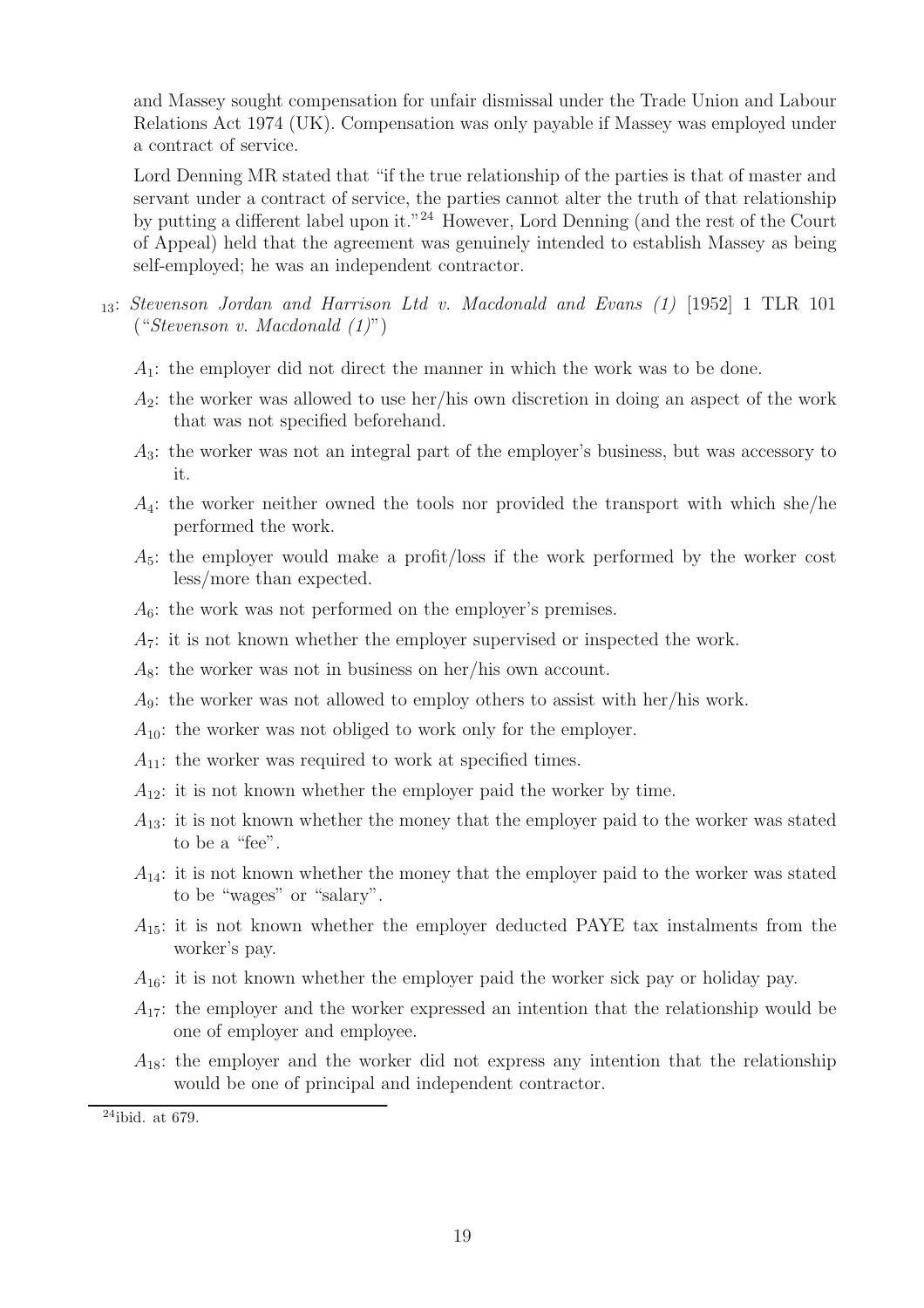and Massey sought compensation for unfair dismissal under the Trade Union and Labour Relations Act 1974 (UK). Compensation was only payable if Massey was employed under a contract of service.

Lord Denning MR stated that "if the true relationship of the parties is that of master and servant under a contract of service, the parties cannot alter the truth of that relationship by putting a different label upon it."[24] However, Lord Denning (and the rest of the Court of Appeal) held that the agreement was genuinely intended to establish Massey as being self-employed; he was an independent contractor.

$_{13}$: *Stevenson Jordan and Harrison Ltd v. Macdonald and Evans (1)* [1952] 1 TLR 101 ("*Stevenson v. Macdonald (1)*")

- $A_1$: the employer did not direct the manner in which the work was to be done.
- $A_2$: the worker was allowed to use her/his own discretion in doing an aspect of the work that was not specified beforehand.
- $A_3$: the worker was not an integral part of the employer's business, but was accessory to it.
- $A_4$: the worker neither owned the tools nor provided the transport with which she/he performed the work.
- $A_5$: the employer would make a profit/loss if the work performed by the worker cost less/more than expected.
- $A_6$: the work was not performed on the employer's premises.
- $A_7$: it is not known whether the employer supervised or inspected the work.
- $A_8$: the worker was not in business on her/his own account.
- $A_9$: the worker was not allowed to employ others to assist with her/his work.
- $A_{10}$: the worker was not obliged to work only for the employer.
- $A_{11}$: the worker was required to work at specified times.
- $A_{12}$: it is not known whether the employer paid the worker by time.
- $A_{13}$: it is not known whether the money that the employer paid to the worker was stated to be a "fee".
- $A_{14}$: it is not known whether the money that the employer paid to the worker was stated to be "wages" or "salary".
- $A_{15}$: it is not known whether the employer deducted PAYE tax instalments from the worker's pay.
- $A_{16}$: it is not known whether the employer paid the worker sick pay or holiday pay.
- $A_{17}$: the employer and the worker expressed an intention that the relationship would be one of employer and employee.
- $A_{18}$: the employer and the worker did not express any intention that the relationship would be one of principal and independent contractor.

[24] ibid. at 679.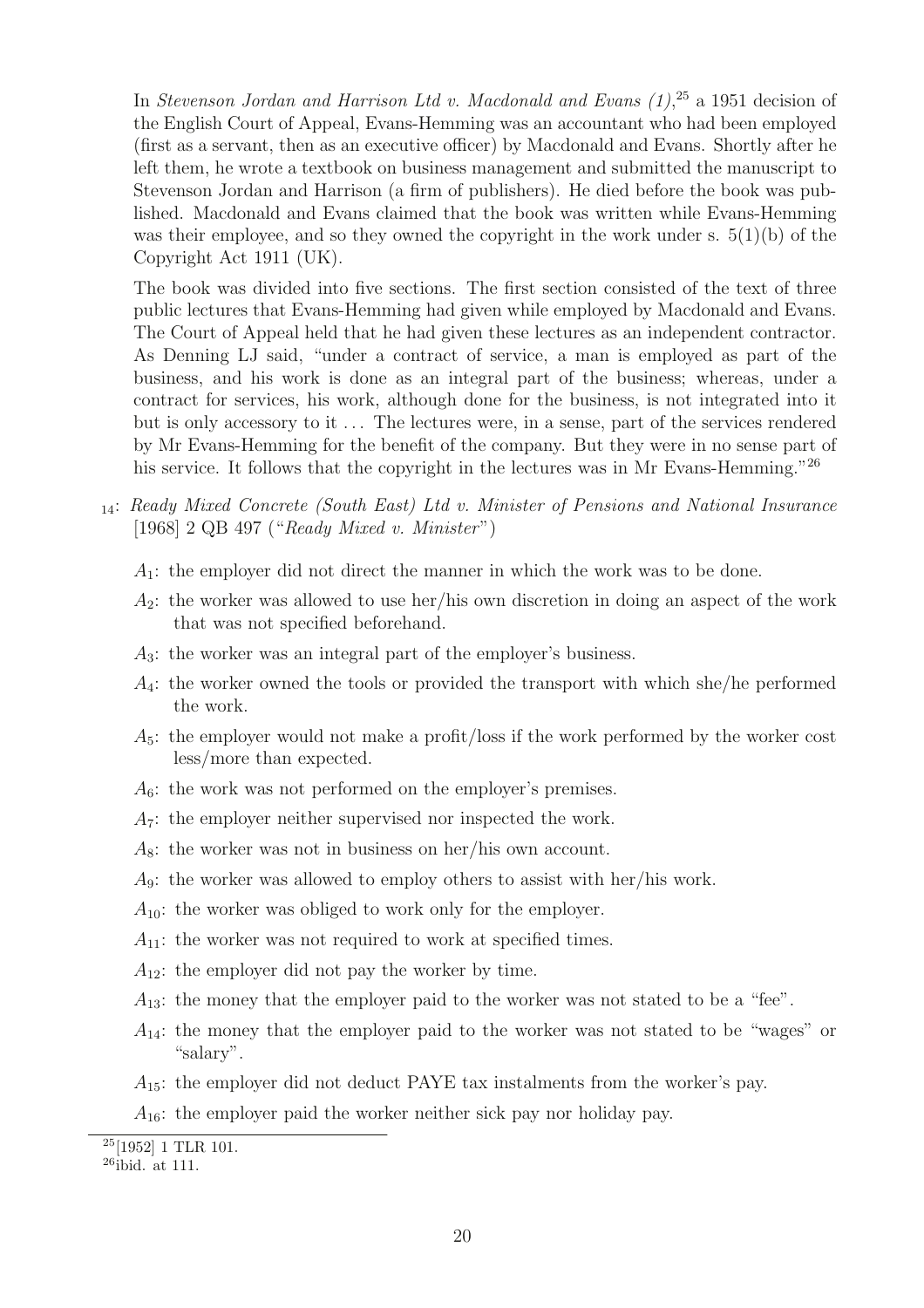In *Stevenson Jordan and Harrison Ltd v. Macdonald and Evans (1)*,[25] a 1951 decision of the English Court of Appeal, Evans-Hemming was an accountant who had been employed (first as a servant, then as an executive officer) by Macdonald and Evans. Shortly after he left them, he wrote a textbook on business management and submitted the manuscript to Stevenson Jordan and Harrison (a firm of publishers). He died before the book was published. Macdonald and Evans claimed that the book was written while Evans-Hemming was their employee, and so they owned the copyright in the work under s. 5(1)(b) of the Copyright Act 1911 (UK).

The book was divided into five sections. The first section consisted of the text of three public lectures that Evans-Hemming had given while employed by Macdonald and Evans. The Court of Appeal held that he had given these lectures as an independent contractor. As Denning LJ said, "under a contract of service, a man is employed as part of the business, and his work is done as an integral part of the business; whereas, under a contract for services, his work, although done for the business, is not integrated into it but is only accessory to it ... The lectures were, in a sense, part of the services rendered by Mr Evans-Hemming for the benefit of the company. But they were in no sense part of his service. It follows that the copyright in the lectures was in Mr Evans-Hemming."[26]

$_{14}$: *Ready Mixed Concrete (South East) Ltd v. Minister of Pensions and National Insurance* [1968] 2 QB 497 ("*Ready Mixed v. Minister*")

- $A_1$: the employer did not direct the manner in which the work was to be done.
- $A_2$: the worker was allowed to use her/his own discretion in doing an aspect of the work that was not specified beforehand.
- $A_3$: the worker was an integral part of the employer's business.
- $A_4$: the worker owned the tools or provided the transport with which she/he performed the work.
- $A_5$: the employer would not make a profit/loss if the work performed by the worker cost less/more than expected.
- $A_6$: the work was not performed on the employer's premises.
- $A_7$: the employer neither supervised nor inspected the work.
- $A_8$: the worker was not in business on her/his own account.
- $A_9$: the worker was allowed to employ others to assist with her/his work.
- $A_{10}$: the worker was obliged to work only for the employer.
- $A_{11}$: the worker was not required to work at specified times.
- $A_{12}$: the employer did not pay the worker by time.
- $A_{13}$: the money that the employer paid to the worker was not stated to be a "fee".
- $A_{14}$: the money that the employer paid to the worker was not stated to be "wages" or "salary".
- $A_{15}$: the employer did not deduct PAYE tax instalments from the worker's pay.
- $A_{16}$: the employer paid the worker neither sick pay nor holiday pay.

[25] [1952] 1 TLR 101.

[26] ibid. at 111.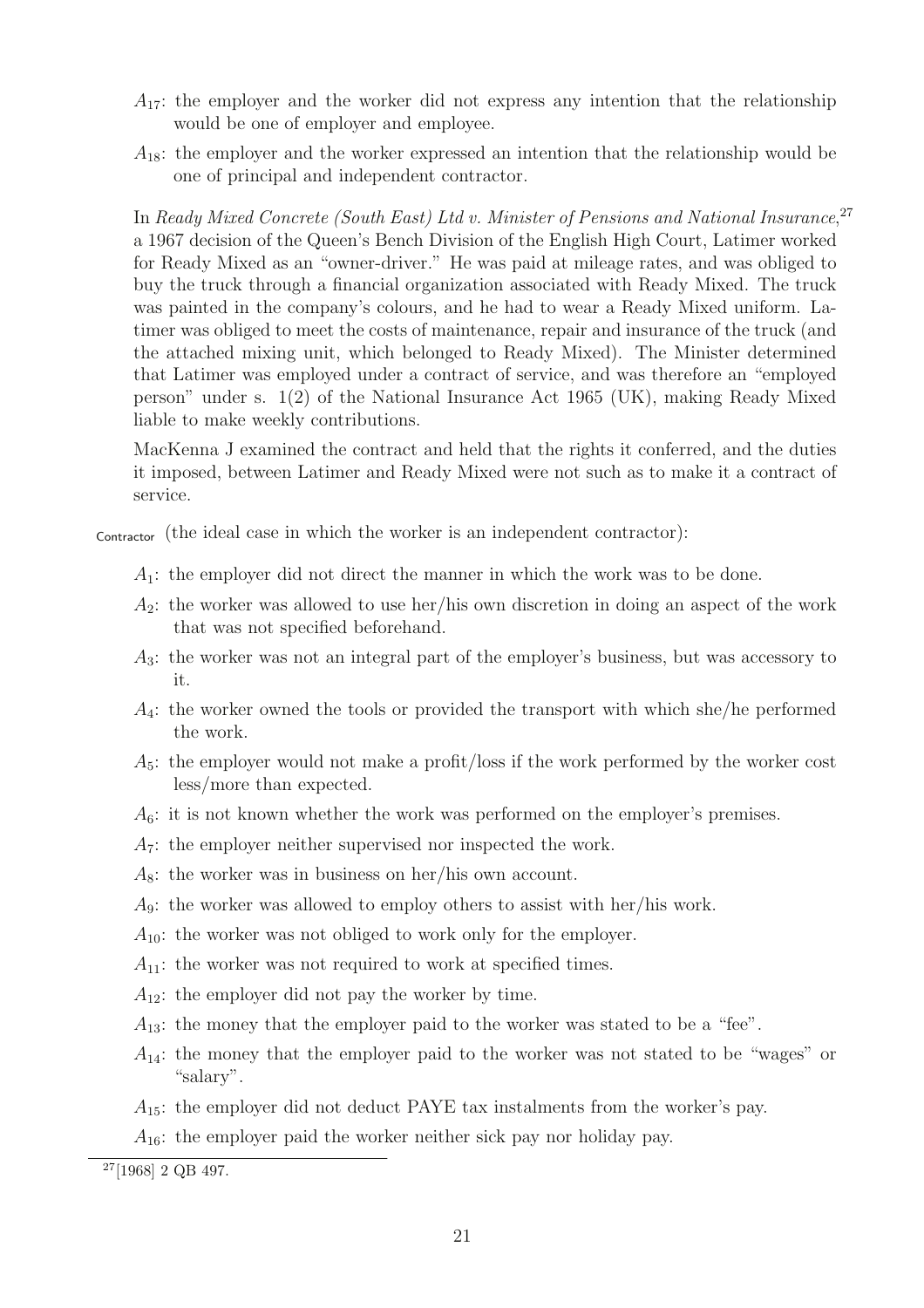- $A_{17}$: the employer and the worker did not express any intention that the relationship would be one of employer and employee.
- $A_{18}$: the employer and the worker expressed an intention that the relationship would be one of principal and independent contractor.

In *Ready Mixed Concrete (South East) Ltd v. Minister of Pensions and National Insurance*,[27] a 1967 decision of the Queen's Bench Division of the English High Court, Latimer worked for Ready Mixed as an "owner-driver." He was paid at mileage rates, and was obliged to buy the truck through a financial organization associated with Ready Mixed. The truck was painted in the company's colours, and he had to wear a Ready Mixed uniform. Latimer was obliged to meet the costs of maintenance, repair and insurance of the truck (and the attached mixing unit, which belonged to Ready Mixed). The Minister determined that Latimer was employed under a contract of service, and was therefore an "employed person" under s. 1(2) of the National Insurance Act 1965 (UK), making Ready Mixed liable to make weekly contributions.

MacKenna J examined the contract and held that the rights it conferred, and the duties it imposed, between Latimer and Ready Mixed were not such as to make it a contract of service.

Contractor (the ideal case in which the worker is an independent contractor):

- $A_1$: the employer did not direct the manner in which the work was to be done.
- $A_2$: the worker was allowed to use her/his own discretion in doing an aspect of the work that was not specified beforehand.
- $A_3$: the worker was not an integral part of the employer's business, but was accessory to it.
- $A_4$: the worker owned the tools or provided the transport with which she/he performed the work.
- $A_5$: the employer would not make a profit/loss if the work performed by the worker cost less/more than expected.
- $A_6$: it is not known whether the work was performed on the employer's premises.
- $A_7$: the employer neither supervised nor inspected the work.
- $A_8$: the worker was in business on her/his own account.
- $A_9$: the worker was allowed to employ others to assist with her/his work.
- $A_{10}$: the worker was not obliged to work only for the employer.
- $A_{11}$: the worker was not required to work at specified times.
- $A_{12}$: the employer did not pay the worker by time.
- $A_{13}$: the money that the employer paid to the worker was stated to be a "fee".
- $A_{14}$: the money that the employer paid to the worker was not stated to be "wages" or "salary".
- $A_{15}$: the employer did not deduct PAYE tax instalments from the worker's pay.
- $A_{16}$: the employer paid the worker neither sick pay nor holiday pay.

[27] [1968] 2 QB 497.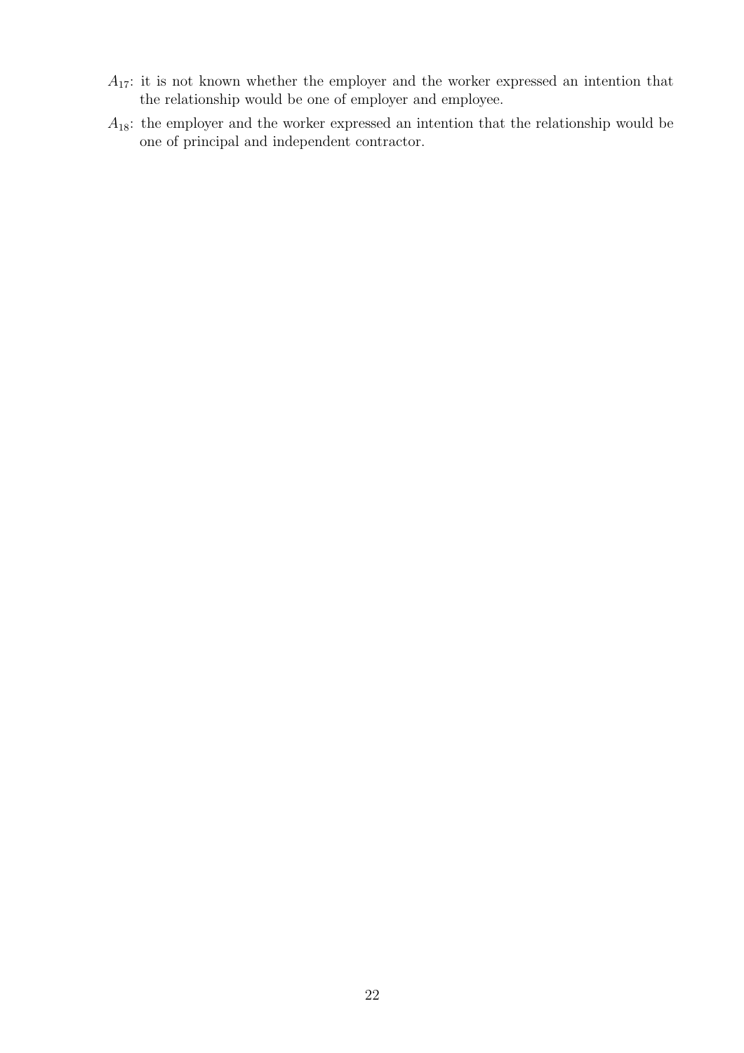- $A_{17}$: it is not known whether the employer and the worker expressed an intention that the relationship would be one of employer and employee.
- $A_{18}$: the employer and the worker expressed an intention that the relationship would be one of principal and independent contractor.